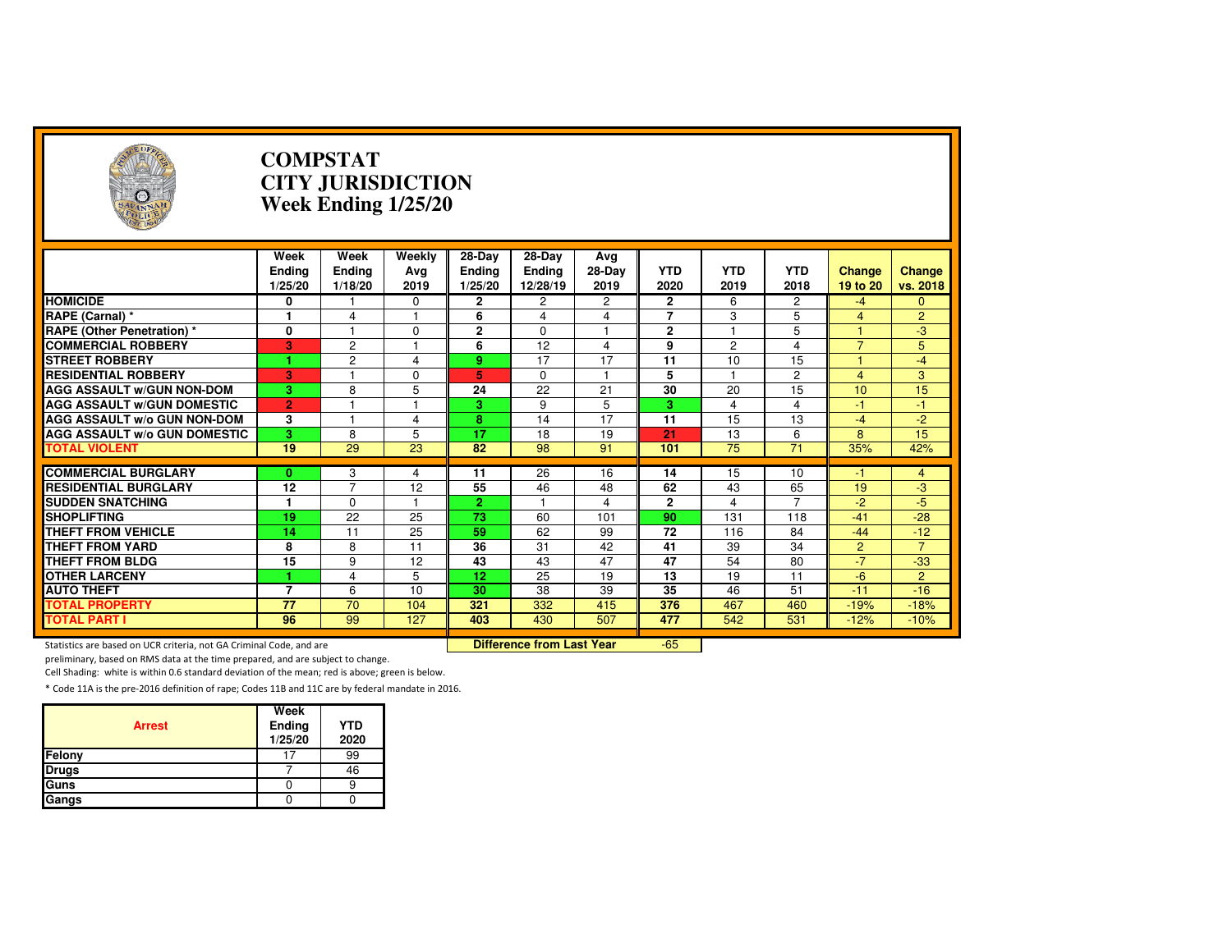# COMPSTAT
## CITY JURISDICTION
### Week Ending 1/25/20

| | Week Ending 1/25/20 | Week Ending 1/18/20 | Weekly Avg 2019 | 28-Day Ending 1/25/20 | 28-Day Ending 12/28/19 | Avg 28-Day 2019 | YTD 2020 | YTD 2019 | YTD 2018 | Change 19 to 20 | Change vs. 2018 |
|---|---|---|---|---|---|---|---|---|---|---|---|
| **HOMICIDE** | 0 | 1 | 0 | 2 | 2 | 2 | 2 | 6 | 2 | -4 | 0 |
| **RAPE (Carnal) *** | 1 | 4 | 1 | 6 | 4 | 4 | 7 | 3 | 5 | 4 | 2 |
| **RAPE (Other Penetration) *** | 0 | 1 | 0 | 2 | 0 | 1 | 2 | 1 | 5 | 1 | -3 |
| **COMMERCIAL ROBBERY** | 3 | 2 | 1 | 6 | 12 | 4 | 9 | 2 | 4 | 7 | 5 |
| **STREET ROBBERY** | 1 | 2 | 4 | 9 | 17 | 17 | 11 | 10 | 15 | 1 | -4 |
| **RESIDENTIAL ROBBERY** | 3 | 1 | 0 | 5 | 0 | 1 | 5 | 1 | 2 | 4 | 3 |
| **AGG ASSAULT w/GUN NON-DOM** | 3 | 8 | 5 | 24 | 22 | 21 | 30 | 20 | 15 | 10 | 15 |
| **AGG ASSAULT w/GUN DOMESTIC** | 2 | 1 | 1 | 3 | 9 | 5 | 3 | 4 | 4 | -1 | -1 |
| **AGG ASSAULT w/o GUN NON-DOM** | 3 | 1 | 4 | 8 | 14 | 17 | 11 | 15 | 13 | -4 | -2 |
| **AGG ASSAULT w/o GUN DOMESTIC** | 3 | 8 | 5 | 17 | 18 | 19 | 21 | 13 | 6 | 8 | 15 |
| **TOTAL VIOLENT** | 19 | 29 | 23 | 82 | 98 | 91 | 101 | 75 | 71 | 35% | 42% |
| **COMMERCIAL BURGLARY** | 0 | 3 | 4 | 11 | 26 | 16 | 14 | 15 | 10 | -1 | 4 |
| **RESIDENTIAL BURGLARY** | 12 | 7 | 12 | 55 | 46 | 48 | 62 | 43 | 65 | 19 | -3 |
| **SUDDEN SNATCHING** | 1 | 0 | 1 | 2 | 1 | 4 | 2 | 4 | 7 | -2 | -5 |
| **SHOPLIFTING** | 19 | 22 | 25 | 73 | 60 | 101 | 90 | 131 | 118 | -41 | -28 |
| **THEFT FROM VEHICLE** | 14 | 11 | 25 | 59 | 62 | 99 | 72 | 116 | 84 | -44 | -12 |
| **THEFT FROM YARD** | 8 | 8 | 11 | 36 | 31 | 42 | 41 | 39 | 34 | 2 | 7 |
| **THEFT FROM BLDG** | 15 | 9 | 12 | 43 | 43 | 47 | 47 | 54 | 80 | -7 | -33 |
| **OTHER LARCENY** | 1 | 4 | 5 | 12 | 25 | 19 | 13 | 19 | 11 | -6 | 2 |
| **AUTO THEFT** | 7 | 6 | 10 | 30 | 38 | 39 | 35 | 46 | 51 | -11 | -16 |
| **TOTAL PROPERTY** | 77 | 70 | 104 | 321 | 332 | 415 | 376 | 467 | 460 | -19% | -18% |
| **TOTAL PART I** | 96 | 99 | 127 | 403 | 430 | 507 | 477 | 542 | 531 | -12% | -10% |

**Difference from Last Year**: -65

Statistics are based on UCR criteria, not GA Criminal Code, and are preliminary, based on RMS data at the time prepared, and are subject to change.

Cell Shading: white is within 0.6 standard deviation of the mean; red is above; green is below.

* Code 11A is the pre-2016 definition of rape; Codes 11B and 11C are by federal mandate in 2016.

| Arrest | Week Ending 1/25/20 | YTD 2020 |
|---|---|---|
| Felony | 17 | 99 |
| Drugs | 7 | 46 |
| Guns | 0 | 9 |
| Gangs | 0 | 0 |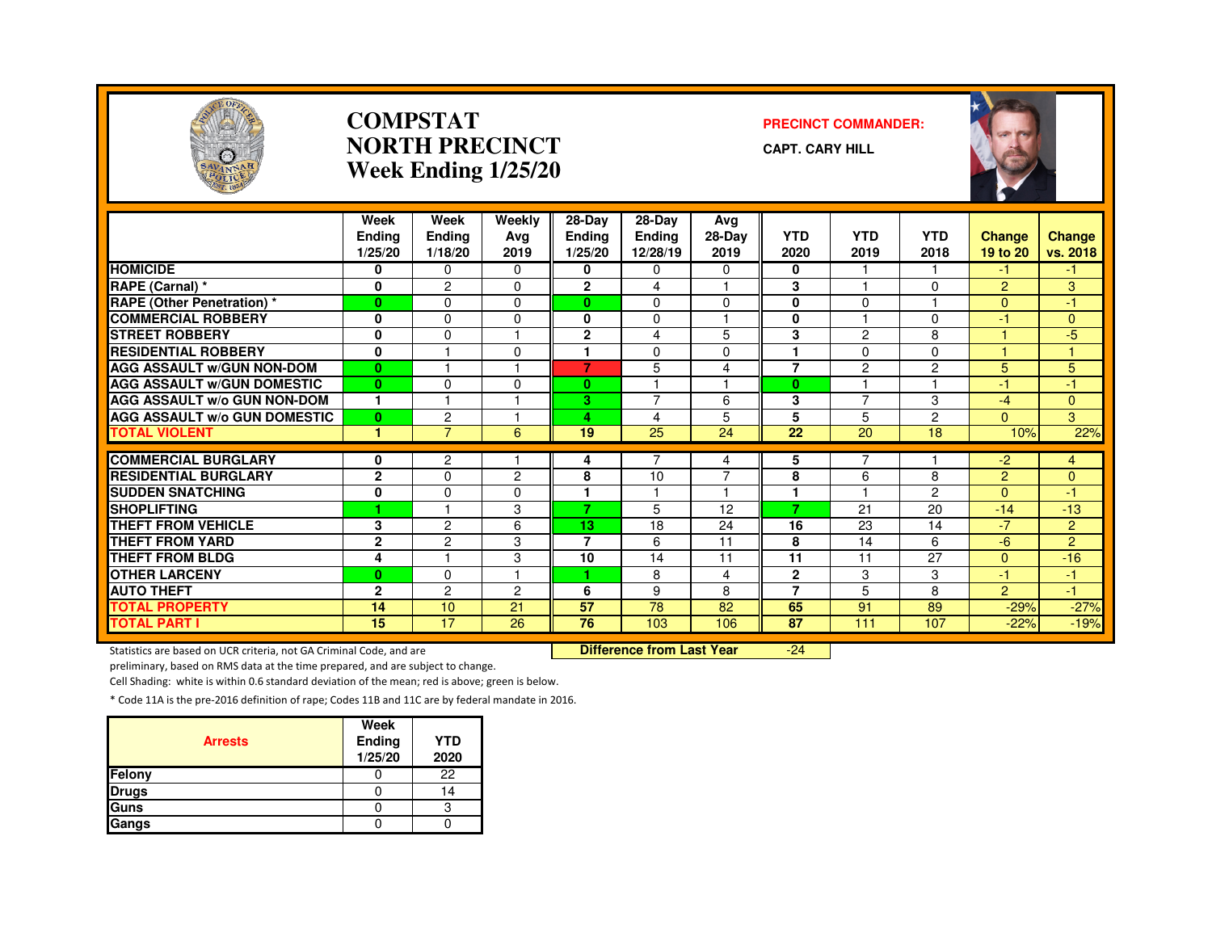# COMPSTAT
# NORTH PRECINCT
# Week Ending 1/25/20

**PRECINCT COMMANDER:**

**CAPT. CARY HILL**

| | Week Ending 1/25/20 | Week Ending 1/18/20 | Weekly Avg 2019 | 28-Day Ending 1/25/20 | 28-Day Ending 12/28/19 | Avg 28-Day 2019 | YTD 2020 | YTD 2019 | YTD 2018 | Change 19 to 20 | Change vs. 2018 |
|---|---|---|---|---|---|---|---|---|---|---|---|
| HOMICIDE | 0 | 0 | 0 | 0 | 0 | 0 | 0 | 1 | 1 | -1 | -1 |
| RAPE (Carnal) * | 0 | 2 | 0 | 2 | 4 | 1 | 3 | 1 | 0 | 2 | 3 |
| RAPE (Other Penetration) * | 0 | 0 | 0 | 0 | 0 | 0 | 0 | 0 | 1 | 0 | -1 |
| COMMERCIAL ROBBERY | 0 | 0 | 0 | 0 | 0 | 1 | 0 | 1 | 0 | -1 | 0 |
| STREET ROBBERY | 0 | 0 | 1 | 2 | 4 | 5 | 3 | 2 | 8 | 1 | -5 |
| RESIDENTIAL ROBBERY | 0 | 1 | 0 | 1 | 0 | 0 | 1 | 0 | 0 | 1 | 1 |
| AGG ASSAULT w/GUN NON-DOM | 0 | 1 | 1 | 7 | 5 | 4 | 7 | 2 | 2 | 5 | 5 |
| AGG ASSAULT w/GUN DOMESTIC | 0 | 0 | 0 | 0 | 1 | 1 | 0 | 1 | 1 | -1 | -1 |
| AGG ASSAULT w/o GUN NON-DOM | 1 | 1 | 1 | 3 | 7 | 6 | 3 | 7 | 3 | -4 | 0 |
| AGG ASSAULT w/o GUN DOMESTIC | 0 | 2 | 1 | 4 | 4 | 5 | 5 | 5 | 2 | 0 | 3 |
| TOTAL VIOLENT | 1 | 7 | 6 | 19 | 25 | 24 | 22 | 20 | 18 | 10% | 22% |
| COMMERCIAL BURGLARY | 0 | 2 | 1 | 4 | 7 | 4 | 5 | 7 | 1 | -2 | 4 |
| RESIDENTIAL BURGLARY | 2 | 0 | 2 | 8 | 10 | 7 | 8 | 6 | 8 | 2 | 0 |
| SUDDEN SNATCHING | 0 | 0 | 0 | 1 | 1 | 1 | 1 | 1 | 2 | 0 | -1 |
| SHOPLIFTING | 1 | 1 | 3 | 7 | 5 | 12 | 7 | 21 | 20 | -14 | -13 |
| THEFT FROM VEHICLE | 3 | 2 | 6 | 13 | 18 | 24 | 16 | 23 | 14 | -7 | 2 |
| THEFT FROM YARD | 2 | 2 | 3 | 7 | 6 | 11 | 8 | 14 | 6 | -6 | 2 |
| THEFT FROM BLDG | 4 | 1 | 3 | 10 | 14 | 11 | 11 | 11 | 27 | 0 | -16 |
| OTHER LARCENY | 0 | 0 | 1 | 1 | 8 | 4 | 2 | 3 | 3 | -1 | -1 |
| AUTO THEFT | 2 | 2 | 2 | 6 | 9 | 8 | 7 | 5 | 8 | 2 | -1 |
| TOTAL PROPERTY | 14 | 10 | 21 | 57 | 78 | 82 | 65 | 91 | 89 | -29% | -27% |
| TOTAL PART I | 15 | 17 | 26 | 76 | 103 | 106 | 87 | 111 | 107 | -22% | -19% |

**Difference from Last Year** -24

Statistics are based on UCR criteria, not GA Criminal Code, and are preliminary, based on RMS data at the time prepared, and are subject to change.

Cell Shading: white is within 0.6 standard deviation of the mean; red is above; green is below.

* Code 11A is the pre-2016 definition of rape; Codes 11B and 11C are by federal mandate in 2016.

| Arrests | Week Ending 1/25/20 | YTD 2020 |
|---|---|---|
| Felony | 0 | 22 |
| Drugs | 0 | 14 |
| Guns | 0 | 3 |
| Gangs | 0 | 0 |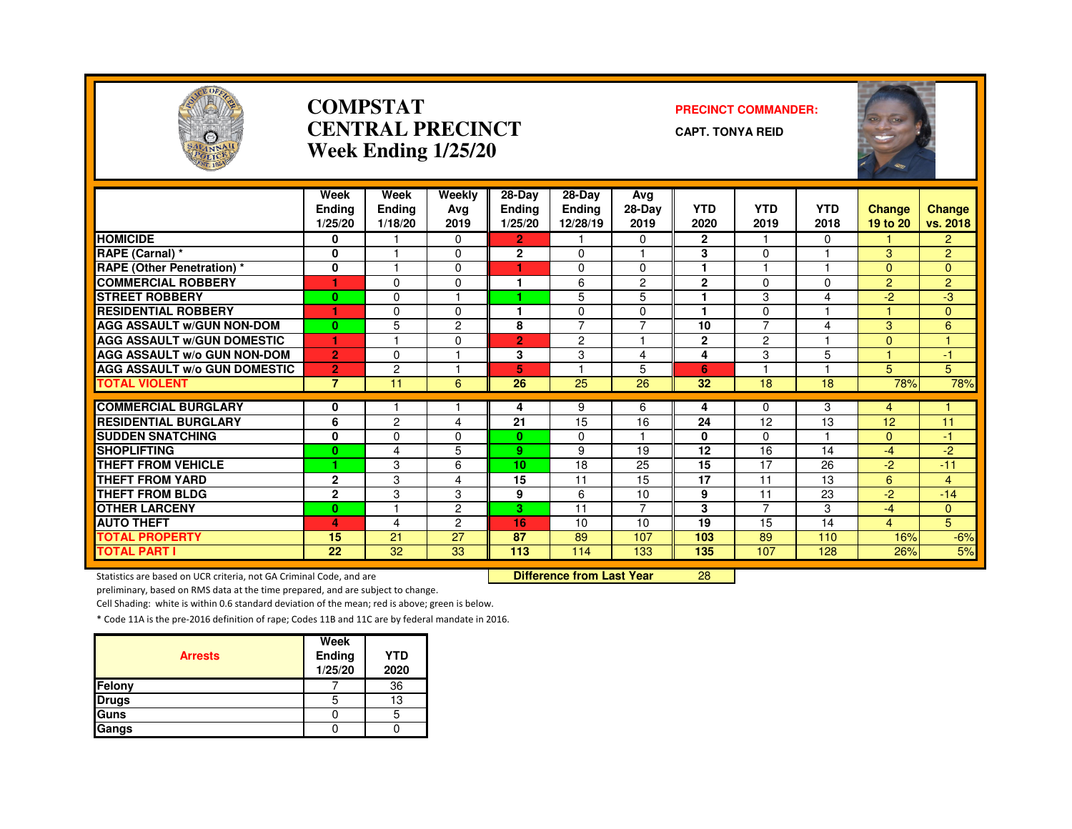# COMPSTAT
# CENTRAL PRECINCT
## Week Ending 1/25/20

**PRECINCT COMMANDER:**

**CAPT. TONYA REID**

| | Week Ending 1/25/20 | Week Ending 1/18/20 | Weekly Avg 2019 | 28-Day Ending 1/25/20 | 28-Day Ending 12/28/19 | Avg 28-Day 2019 | YTD 2020 | YTD 2019 | YTD 2018 | Change 19 to 20 | Change vs. 2018 |
|---|---|---|---|---|---|---|---|---|---|---|---|
| HOMICIDE | 0 | 1 | 0 | 2 | 1 | 0 | 2 | 1 | 0 | 1 | 2 |
| RAPE (Carnal) * | 0 | 1 | 0 | 2 | 0 | 1 | 3 | 0 | 1 | 3 | 2 |
| RAPE (Other Penetration) * | 0 | 1 | 0 | 1 | 0 | 0 | 1 | 1 | 1 | 0 | 0 |
| COMMERCIAL ROBBERY | 1 | 0 | 0 | 1 | 6 | 2 | 2 | 0 | 0 | 2 | 2 |
| STREET ROBBERY | 0 | 0 | 1 | 1 | 5 | 5 | 1 | 3 | 4 | -2 | -3 |
| RESIDENTIAL ROBBERY | 1 | 0 | 0 | 1 | 0 | 0 | 1 | 0 | 1 | 1 | 0 |
| AGG ASSAULT w/GUN NON-DOM | 0 | 5 | 2 | 8 | 7 | 7 | 10 | 7 | 4 | 3 | 6 |
| AGG ASSAULT w/GUN DOMESTIC | 1 | 1 | 0 | 2 | 2 | 1 | 2 | 2 | 1 | 0 | 1 |
| AGG ASSAULT w/o GUN NON-DOM | 2 | 0 | 1 | 3 | 3 | 4 | 4 | 3 | 5 | 1 | -1 |
| AGG ASSAULT w/o GUN DOMESTIC | 2 | 2 | 1 | 5 | 1 | 5 | 6 | 1 | 1 | 5 | 5 |
| TOTAL VIOLENT | 7 | 11 | 6 | 26 | 25 | 26 | 32 | 18 | 18 | 78% | 78% |
| COMMERCIAL BURGLARY | 0 | 1 | 1 | 4 | 9 | 6 | 4 | 0 | 3 | 4 | 1 |
| RESIDENTIAL BURGLARY | 6 | 2 | 4 | 21 | 15 | 16 | 24 | 12 | 13 | 12 | 11 |
| SUDDEN SNATCHING | 0 | 0 | 0 | 0 | 0 | 1 | 0 | 0 | 1 | 0 | -1 |
| SHOPLIFTING | 0 | 4 | 5 | 9 | 9 | 19 | 12 | 16 | 14 | -4 | -2 |
| THEFT FROM VEHICLE | 1 | 3 | 6 | 10 | 18 | 25 | 15 | 17 | 26 | -2 | -11 |
| THEFT FROM YARD | 2 | 3 | 4 | 15 | 11 | 15 | 17 | 11 | 13 | 6 | 4 |
| THEFT FROM BLDG | 2 | 3 | 3 | 9 | 6 | 10 | 9 | 11 | 23 | -2 | -14 |
| OTHER LARCENY | 0 | 1 | 2 | 3 | 11 | 7 | 3 | 7 | 3 | -4 | 0 |
| AUTO THEFT | 4 | 4 | 2 | 16 | 10 | 10 | 19 | 15 | 14 | 4 | 5 |
| TOTAL PROPERTY | 15 | 21 | 27 | 87 | 89 | 107 | 103 | 89 | 110 | 16% | -6% |
| TOTAL PART I | 22 | 32 | 33 | 113 | 114 | 133 | 135 | 107 | 128 | 26% | 5% |

**Difference from Last Year** 28

Statistics are based on UCR criteria, not GA Criminal Code, and are preliminary, based on RMS data at the time prepared, and are subject to change.

Cell Shading: white is within 0.6 standard deviation of the mean; red is above; green is below.

* Code 11A is the pre-2016 definition of rape; Codes 11B and 11C are by federal mandate in 2016.

| Arrests | Week Ending 1/25/20 | YTD 2020 |
|---|---|---|
| Felony | 7 | 36 |
| Drugs | 5 | 13 |
| Guns | 0 | 5 |
| Gangs | 0 | 0 |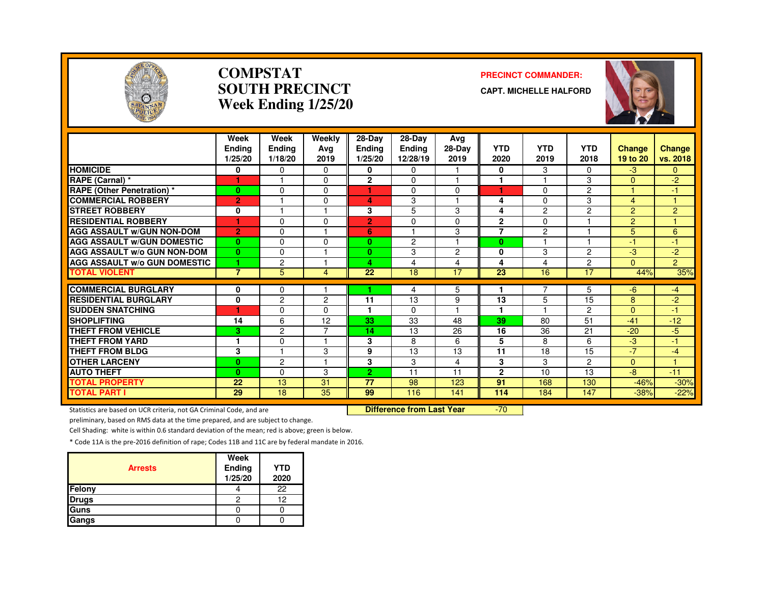# COMPSTAT
# SOUTH PRECINCT
## Week Ending 1/25/20

**PRECINCT COMMANDER:**

**CAPT. MICHELLE HALFORD**

| | Week Ending 1/25/20 | Week Ending 1/18/20 | Weekly Avg 2019 | 28-Day Ending 1/25/20 | 28-Day Ending 12/28/19 | Avg 28-Day 2019 | YTD 2020 | YTD 2019 | YTD 2018 | Change 19 to 20 | Change vs. 2018 |
|---|---|---|---|---|---|---|---|---|---|---|---|
| HOMICIDE | 0 | 0 | 0 | 0 | 0 | 1 | 0 | 3 | 0 | -3 | 0 |
| RAPE (Carnal) * | 1 | 1 | 0 | 2 | 0 | 1 | 1 | 1 | 3 | 0 | -2 |
| RAPE (Other Penetration) * | 0 | 0 | 0 | 1 | 0 | 0 | 1 | 0 | 2 | 1 | -1 |
| COMMERCIAL ROBBERY | 2 | 1 | 0 | 4 | 3 | 1 | 4 | 0 | 3 | 4 | 1 |
| STREET ROBBERY | 0 | 1 | 1 | 3 | 5 | 3 | 4 | 2 | 2 | 2 | 2 |
| RESIDENTIAL ROBBERY | 1 | 0 | 0 | 2 | 0 | 0 | 2 | 0 | 1 | 2 | 1 |
| AGG ASSAULT w/GUN NON-DOM | 2 | 0 | 1 | 6 | 1 | 3 | 7 | 2 | 1 | 5 | 6 |
| AGG ASSAULT w/GUN DOMESTIC | 0 | 0 | 0 | 0 | 2 | 1 | 0 | 1 | 1 | -1 | -1 |
| AGG ASSAULT w/o GUN NON-DOM | 0 | 0 | 1 | 0 | 3 | 2 | 0 | 3 | 2 | -3 | -2 |
| AGG ASSAULT w/o GUN DOMESTIC | 1 | 2 | 1 | 4 | 4 | 4 | 4 | 4 | 2 | 0 | 2 |
| TOTAL VIOLENT | 7 | 5 | 4 | 22 | 18 | 17 | 23 | 16 | 17 | 44% | 35% |
| COMMERCIAL BURGLARY | 0 | 0 | 1 | 1 | 4 | 5 | 1 | 7 | 5 | -6 | -4 |
| RESIDENTIAL BURGLARY | 0 | 2 | 2 | 11 | 13 | 9 | 13 | 5 | 15 | 8 | -2 |
| SUDDEN SNATCHING | 1 | 0 | 0 | 1 | 0 | 1 | 1 | 1 | 2 | 0 | -1 |
| SHOPLIFTING | 14 | 6 | 12 | 33 | 33 | 48 | 39 | 80 | 51 | -41 | -12 |
| THEFT FROM VEHICLE | 3 | 2 | 7 | 14 | 13 | 26 | 16 | 36 | 21 | -20 | -5 |
| THEFT FROM YARD | 1 | 0 | 1 | 3 | 8 | 6 | 5 | 8 | 6 | -3 | -1 |
| THEFT FROM BLDG | 3 | 1 | 3 | 9 | 13 | 13 | 11 | 18 | 15 | -7 | -4 |
| OTHER LARCENY | 0 | 2 | 1 | 3 | 3 | 4 | 3 | 3 | 2 | 0 | 1 |
| AUTO THEFT | 0 | 0 | 3 | 2 | 11 | 11 | 2 | 10 | 13 | -8 | -11 |
| TOTAL PROPERTY | 22 | 13 | 31 | 77 | 98 | 123 | 91 | 168 | 130 | -46% | -30% |
| TOTAL PART I | 29 | 18 | 35 | 99 | 116 | 141 | 114 | 184 | 147 | -38% | -22% |

**Difference from Last Year** -70

Statistics are based on UCR criteria, not GA Criminal Code, and are preliminary, based on RMS data at the time prepared, and are subject to change.

Cell Shading: white is within 0.6 standard deviation of the mean; red is above; green is below.

* Code 11A is the pre-2016 definition of rape; Codes 11B and 11C are by federal mandate in 2016.

| Arrests | Week Ending 1/25/20 | YTD 2020 |
|---|---|---|
| Felony | 4 | 22 |
| Drugs | 2 | 12 |
| Guns | 0 | 0 |
| Gangs | 0 | 0 |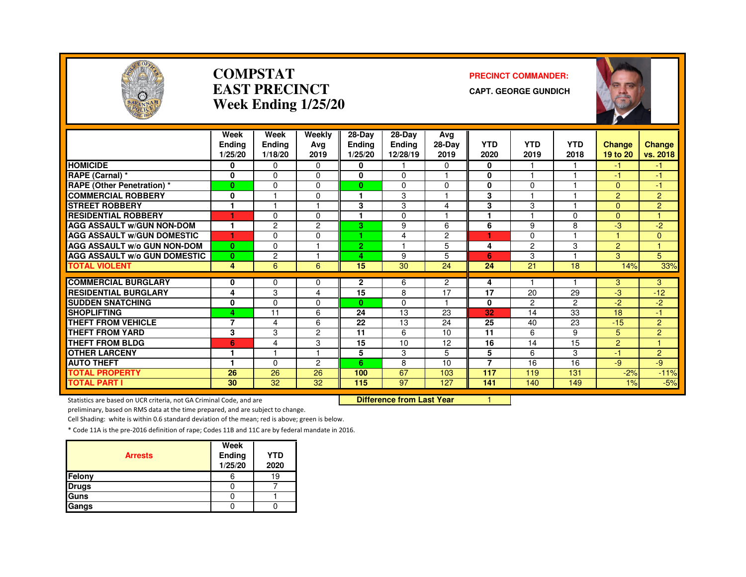# COMPSTAT
# EAST PRECINCT
# Week Ending 1/25/20

**PRECINCT COMMANDER:**

**CAPT. GEORGE GUNDICH**

| | Week Ending 1/25/20 | Week Ending 1/18/20 | Weekly Avg 2019 | 28-Day Ending 1/25/20 | 28-Day Ending 12/28/19 | Avg 28-Day 2019 | YTD 2020 | YTD 2019 | YTD 2018 | Change 19 to 20 | Change vs. 2018 |
|---|---|---|---|---|---|---|---|---|---|---|---|
| HOMICIDE | 0 | 0 | 0 | 0 | 1 | 0 | 0 | 1 | 1 | -1 | -1 |
| RAPE (Carnal) * | 0 | 0 | 0 | 0 | 0 | 1 | 0 | 1 | 1 | -1 | -1 |
| RAPE (Other Penetration) * | 0 | 0 | 0 | 0 | 0 | 0 | 0 | 0 | 1 | 0 | -1 |
| COMMERCIAL ROBBERY | 0 | 1 | 0 | 1 | 3 | 1 | 3 | 1 | 1 | 2 | 2 |
| STREET ROBBERY | 1 | 1 | 1 | 3 | 3 | 4 | 3 | 3 | 1 | 0 | 2 |
| RESIDENTIAL ROBBERY | 1 | 0 | 0 | 1 | 0 | 1 | 1 | 1 | 0 | 0 | 1 |
| AGG ASSAULT w/GUN NON-DOM | 1 | 2 | 2 | 3 | 9 | 6 | 6 | 9 | 8 | -3 | -2 |
| AGG ASSAULT w/GUN DOMESTIC | 1 | 0 | 0 | 1 | 4 | 2 | 1 | 0 | 1 | 1 | 0 |
| AGG ASSAULT w/o GUN NON-DOM | 0 | 0 | 1 | 2 | 1 | 5 | 4 | 2 | 3 | 2 | 1 |
| AGG ASSAULT w/o GUN DOMESTIC | 0 | 2 | 1 | 4 | 9 | 5 | 6 | 3 | 1 | 3 | 5 |
| TOTAL VIOLENT | 4 | 6 | 6 | 15 | 30 | 24 | 24 | 21 | 18 | 14% | 33% |
| COMMERCIAL BURGLARY | 0 | 0 | 0 | 2 | 6 | 2 | 4 | 1 | 1 | 3 | 3 |
| RESIDENTIAL BURGLARY | 4 | 3 | 4 | 15 | 8 | 17 | 17 | 20 | 29 | -3 | -12 |
| SUDDEN SNATCHING | 0 | 0 | 0 | 0 | 0 | 1 | 0 | 2 | 2 | -2 | -2 |
| SHOPLIFTING | 4 | 11 | 6 | 24 | 13 | 23 | 32 | 14 | 33 | 18 | -1 |
| THEFT FROM VEHICLE | 7 | 4 | 6 | 22 | 13 | 24 | 25 | 40 | 23 | -15 | 2 |
| THEFT FROM YARD | 3 | 3 | 2 | 11 | 6 | 10 | 11 | 6 | 9 | 5 | 2 |
| THEFT FROM BLDG | 6 | 4 | 3 | 15 | 10 | 12 | 16 | 14 | 15 | 2 | 1 |
| OTHER LARCENY | 1 | 1 | 1 | 5 | 3 | 5 | 5 | 6 | 3 | -1 | 2 |
| AUTO THEFT | 1 | 0 | 2 | 6 | 8 | 10 | 7 | 16 | 16 | -9 | -9 |
| TOTAL PROPERTY | 26 | 26 | 26 | 100 | 67 | 103 | 117 | 119 | 131 | -2% | -11% |
| TOTAL PART I | 30 | 32 | 32 | 115 | 97 | 127 | 141 | 140 | 149 | 1% | -5% |

**Difference from Last Year** 1

Statistics are based on UCR criteria, not GA Criminal Code, and are preliminary, based on RMS data at the time prepared, and are subject to change.

Cell Shading: white is within 0.6 standard deviation of the mean; red is above; green is below.

* Code 11A is the pre-2016 definition of rape; Codes 11B and 11C are by federal mandate in 2016.

| Arrests | Week Ending 1/25/20 | YTD 2020 |
|---|---|---|
| Felony | 6 | 19 |
| Drugs | 0 | 7 |
| Guns | 0 | 1 |
| Gangs | 0 | 0 |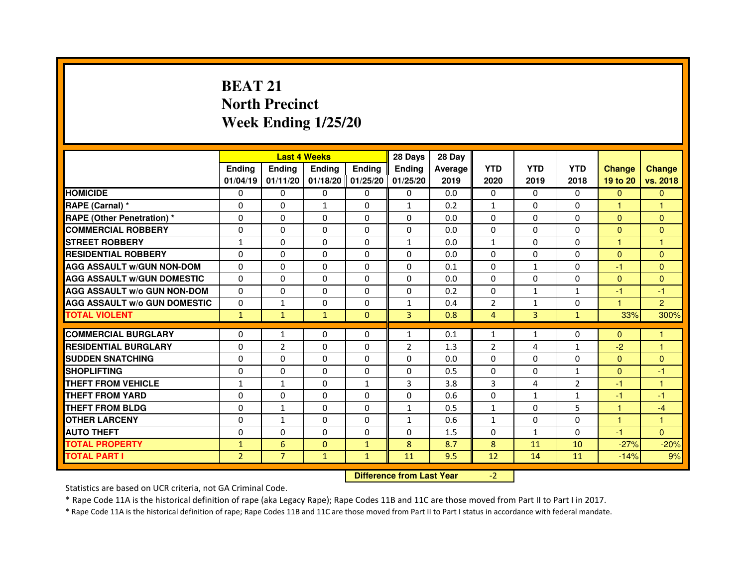# BEAT 21
## North Precinct
## Week Ending 1/25/20

| | Last 4 Weeks | | | | 28 Days | 28 Day | | | | | |
|---|---|---|---|---|---|---|---|---|---|---|---|
| | Ending 01/04/19 | Ending 01/11/20 | Ending 01/18/20 | Ending 01/25/20 | Ending 01/25/20 | Average 2019 | YTD 2020 | YTD 2019 | YTD 2018 | Change 19 to 20 | Change vs. 2018 |
| HOMICIDE | 0 | 0 | 0 | 0 | 0 | 0.0 | 0 | 0 | 0 | 0 | 0 |
| RAPE (Carnal) * | 0 | 0 | 1 | 0 | 1 | 0.2 | 1 | 0 | 0 | 1 | 1 |
| RAPE (Other Penetration) * | 0 | 0 | 0 | 0 | 0 | 0.0 | 0 | 0 | 0 | 0 | 0 |
| COMMERCIAL ROBBERY | 0 | 0 | 0 | 0 | 0 | 0.0 | 0 | 0 | 0 | 0 | 0 |
| STREET ROBBERY | 1 | 0 | 0 | 0 | 1 | 0.0 | 1 | 0 | 0 | 1 | 1 |
| RESIDENTIAL ROBBERY | 0 | 0 | 0 | 0 | 0 | 0.0 | 0 | 0 | 0 | 0 | 0 |
| AGG ASSAULT w/GUN NON-DOM | 0 | 0 | 0 | 0 | 0 | 0.1 | 0 | 1 | 0 | -1 | 0 |
| AGG ASSAULT w/GUN DOMESTIC | 0 | 0 | 0 | 0 | 0 | 0.0 | 0 | 0 | 0 | 0 | 0 |
| AGG ASSAULT w/o GUN NON-DOM | 0 | 0 | 0 | 0 | 0 | 0.2 | 0 | 1 | 1 | -1 | -1 |
| AGG ASSAULT w/o GUN DOMESTIC | 0 | 1 | 0 | 0 | 1 | 0.4 | 2 | 1 | 0 | 1 | 2 |
| TOTAL VIOLENT | 1 | 1 | 1 | 0 | 3 | 0.8 | 4 | 3 | 1 | 33% | 300% |
| COMMERCIAL BURGLARY | 0 | 1 | 0 | 0 | 1 | 0.1 | 1 | 1 | 0 | 0 | 1 |
| RESIDENTIAL BURGLARY | 0 | 2 | 0 | 0 | 2 | 1.3 | 2 | 4 | 1 | -2 | 1 |
| SUDDEN SNATCHING | 0 | 0 | 0 | 0 | 0 | 0.0 | 0 | 0 | 0 | 0 | 0 |
| SHOPLIFTING | 0 | 0 | 0 | 0 | 0 | 0.5 | 0 | 0 | 1 | 0 | -1 |
| THEFT FROM VEHICLE | 1 | 1 | 0 | 1 | 3 | 3.8 | 3 | 4 | 2 | -1 | 1 |
| THEFT FROM YARD | 0 | 0 | 0 | 0 | 0 | 0.6 | 0 | 1 | 1 | -1 | -1 |
| THEFT FROM BLDG | 0 | 1 | 0 | 0 | 1 | 0.5 | 1 | 0 | 5 | 1 | -4 |
| OTHER LARCENY | 0 | 1 | 0 | 0 | 1 | 0.6 | 1 | 0 | 0 | 1 | 1 |
| AUTO THEFT | 0 | 0 | 0 | 0 | 0 | 1.5 | 0 | 1 | 0 | -1 | 0 |
| TOTAL PROPERTY | 1 | 6 | 0 | 1 | 8 | 8.7 | 8 | 11 | 10 | -27% | -20% |
| TOTAL PART I | 2 | 7 | 1 | 1 | 11 | 9.5 | 12 | 14 | 11 | -14% | 9% |

**Difference from Last Year** -2

Statistics are based on UCR criteria, not GA Criminal Code.

* Rape Code 11A is the historical definition of rape (aka Legacy Rape); Rape Codes 11B and 11C are those moved from Part II to Part I in 2017.

* Rape Code 11A is the historical definition of rape; Rape Codes 11B and 11C are those moved from Part II to Part I status in accordance with federal mandate.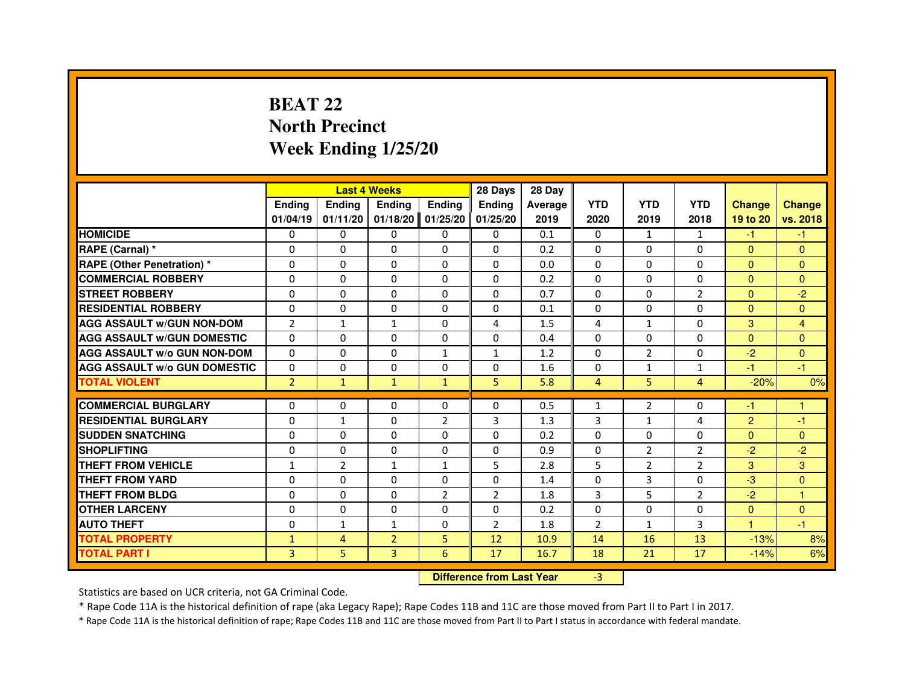# BEAT 22
## North Precinct
## Week Ending 1/25/20

| | Last 4 Weeks | | | | 28 Days | 28 Day | | | | | |
|---|---|---|---|---|---|---|---|---|---|---|---|
| | Ending 01/04/19 | Ending 01/11/20 | Ending 01/18/20 | Ending 01/25/20 | Ending 01/25/20 | Average 2019 | YTD 2020 | YTD 2019 | YTD 2018 | Change 19 to 20 | Change vs. 2018 |
| HOMICIDE | 0 | 0 | 0 | 0 | 0 | 0.1 | 0 | 1 | 1 | -1 | -1 |
| RAPE (Carnal) * | 0 | 0 | 0 | 0 | 0 | 0.2 | 0 | 0 | 0 | 0 | 0 |
| RAPE (Other Penetration) * | 0 | 0 | 0 | 0 | 0 | 0.0 | 0 | 0 | 0 | 0 | 0 |
| COMMERCIAL ROBBERY | 0 | 0 | 0 | 0 | 0 | 0.2 | 0 | 0 | 0 | 0 | 0 |
| STREET ROBBERY | 0 | 0 | 0 | 0 | 0 | 0.7 | 0 | 0 | 2 | 0 | -2 |
| RESIDENTIAL ROBBERY | 0 | 0 | 0 | 0 | 0 | 0.1 | 0 | 0 | 0 | 0 | 0 |
| AGG ASSAULT w/GUN NON-DOM | 2 | 1 | 1 | 0 | 4 | 1.5 | 4 | 1 | 0 | 3 | 4 |
| AGG ASSAULT w/GUN DOMESTIC | 0 | 0 | 0 | 0 | 0 | 0.4 | 0 | 0 | 0 | 0 | 0 |
| AGG ASSAULT w/o GUN NON-DOM | 0 | 0 | 0 | 1 | 1 | 1.2 | 0 | 2 | 0 | -2 | 0 |
| AGG ASSAULT w/o GUN DOMESTIC | 0 | 0 | 0 | 0 | 0 | 1.6 | 0 | 1 | 1 | -1 | -1 |
| TOTAL VIOLENT | 2 | 1 | 1 | 1 | 5 | 5.8 | 4 | 5 | 4 | -20% | 0% |
| COMMERCIAL BURGLARY | 0 | 0 | 0 | 0 | 0 | 0.5 | 1 | 2 | 0 | -1 | 1 |
| RESIDENTIAL BURGLARY | 0 | 1 | 0 | 2 | 3 | 1.3 | 3 | 1 | 4 | 2 | -1 |
| SUDDEN SNATCHING | 0 | 0 | 0 | 0 | 0 | 0.2 | 0 | 0 | 0 | 0 | 0 |
| SHOPLIFTING | 0 | 0 | 0 | 0 | 0 | 0.9 | 0 | 2 | 2 | -2 | -2 |
| THEFT FROM VEHICLE | 1 | 2 | 1 | 1 | 5 | 2.8 | 5 | 2 | 2 | 3 | 3 |
| THEFT FROM YARD | 0 | 0 | 0 | 0 | 0 | 1.4 | 0 | 3 | 0 | -3 | 0 |
| THEFT FROM BLDG | 0 | 0 | 0 | 2 | 2 | 1.8 | 3 | 5 | 2 | -2 | 1 |
| OTHER LARCENY | 0 | 0 | 0 | 0 | 0 | 0.2 | 0 | 0 | 0 | 0 | 0 |
| AUTO THEFT | 0 | 1 | 1 | 0 | 2 | 1.8 | 2 | 1 | 3 | 1 | -1 |
| TOTAL PROPERTY | 1 | 4 | 2 | 5 | 12 | 10.9 | 14 | 16 | 13 | -13% | 8% |
| TOTAL PART I | 3 | 5 | 3 | 6 | 17 | 16.7 | 18 | 21 | 17 | -14% | 6% |

**Difference from Last Year** -3

Statistics are based on UCR criteria, not GA Criminal Code.

* Rape Code 11A is the historical definition of rape (aka Legacy Rape); Rape Codes 11B and 11C are those moved from Part II to Part I in 2017.

* Rape Code 11A is the historical definition of rape; Rape Codes 11B and 11C are those moved from Part II to Part I status in accordance with federal mandate.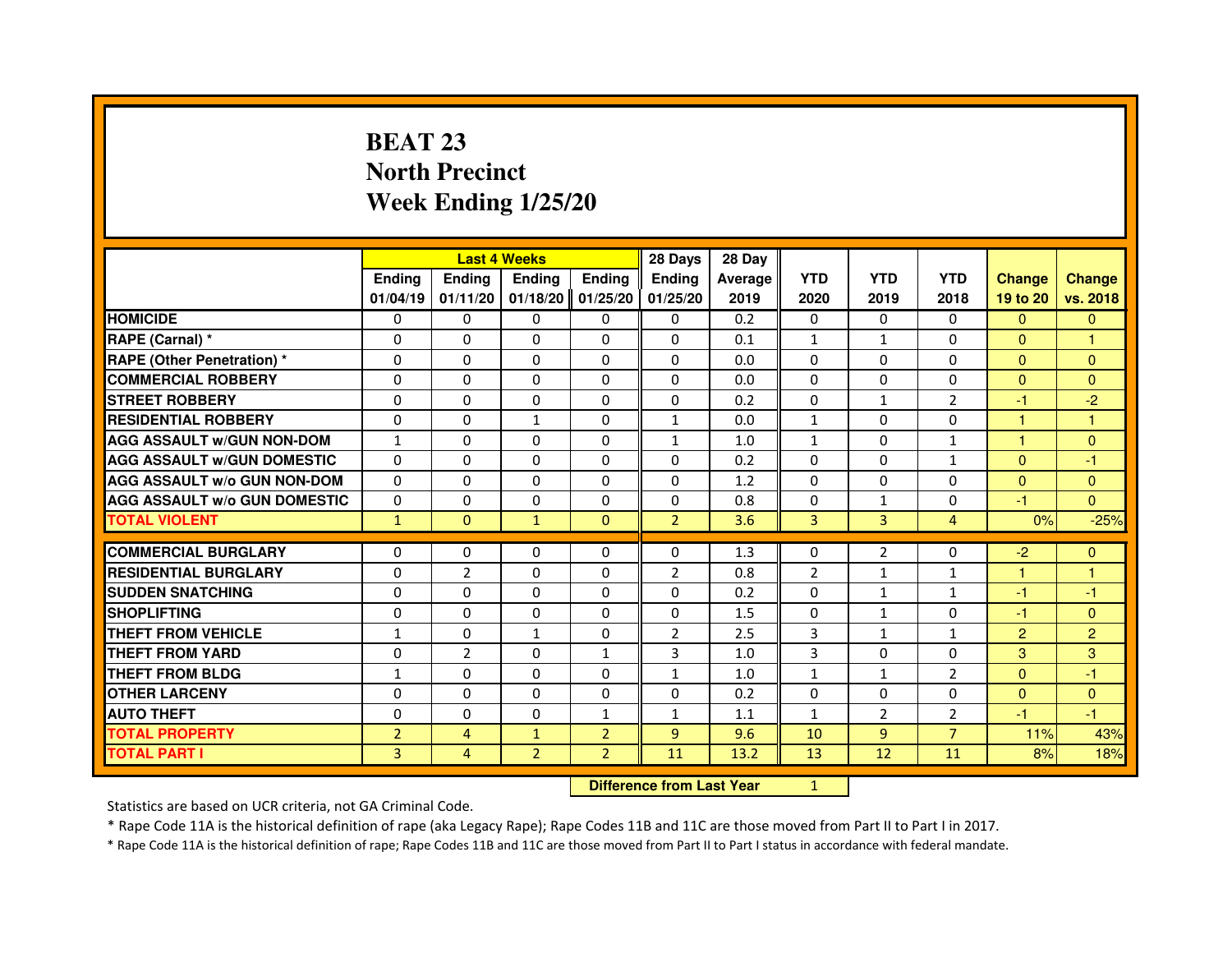# BEAT 23
## North Precinct
## Week Ending 1/25/20

| | Last 4 Weeks | | | | 28 Days | 28 Day | | | | | |
|---|---|---|---|---|---|---|---|---|---|---|---|
| | Ending 01/04/19 | Ending 01/11/20 | Ending 01/18/20 | Ending 01/25/20 | Ending 01/25/20 | Average 2019 | YTD 2020 | YTD 2019 | YTD 2018 | Change 19 to 20 | Change vs. 2018 |
| HOMICIDE | 0 | 0 | 0 | 0 | 0 | 0.2 | 0 | 0 | 0 | 0 | 0 |
| RAPE (Carnal) * | 0 | 0 | 0 | 0 | 0 | 0.1 | 1 | 1 | 0 | 0 | 1 |
| RAPE (Other Penetration) * | 0 | 0 | 0 | 0 | 0 | 0.0 | 0 | 0 | 0 | 0 | 0 |
| COMMERCIAL ROBBERY | 0 | 0 | 0 | 0 | 0 | 0.0 | 0 | 0 | 0 | 0 | 0 |
| STREET ROBBERY | 0 | 0 | 0 | 0 | 0 | 0.2 | 0 | 1 | 2 | -1 | -2 |
| RESIDENTIAL ROBBERY | 0 | 0 | 1 | 0 | 1 | 0.0 | 1 | 0 | 0 | 1 | 1 |
| AGG ASSAULT w/GUN NON-DOM | 1 | 0 | 0 | 0 | 1 | 1.0 | 1 | 0 | 1 | 1 | 0 |
| AGG ASSAULT w/GUN DOMESTIC | 0 | 0 | 0 | 0 | 0 | 0.2 | 0 | 0 | 1 | 0 | -1 |
| AGG ASSAULT w/o GUN NON-DOM | 0 | 0 | 0 | 0 | 0 | 1.2 | 0 | 0 | 0 | 0 | 0 |
| AGG ASSAULT w/o GUN DOMESTIC | 0 | 0 | 0 | 0 | 0 | 0.8 | 0 | 1 | 0 | -1 | 0 |
| TOTAL VIOLENT | 1 | 0 | 1 | 0 | 2 | 3.6 | 3 | 3 | 4 | 0% | -25% |
| COMMERCIAL BURGLARY | 0 | 0 | 0 | 0 | 0 | 1.3 | 0 | 2 | 0 | -2 | 0 |
| RESIDENTIAL BURGLARY | 0 | 2 | 0 | 0 | 2 | 0.8 | 2 | 1 | 1 | 1 | 1 |
| SUDDEN SNATCHING | 0 | 0 | 0 | 0 | 0 | 0.2 | 0 | 1 | 1 | -1 | -1 |
| SHOPLIFTING | 0 | 0 | 0 | 0 | 0 | 1.5 | 0 | 1 | 0 | -1 | 0 |
| THEFT FROM VEHICLE | 1 | 0 | 1 | 0 | 2 | 2.5 | 3 | 1 | 1 | 2 | 2 |
| THEFT FROM YARD | 0 | 2 | 0 | 1 | 3 | 1.0 | 3 | 0 | 0 | 3 | 3 |
| THEFT FROM BLDG | 1 | 0 | 0 | 0 | 1 | 1.0 | 1 | 1 | 2 | 0 | -1 |
| OTHER LARCENY | 0 | 0 | 0 | 0 | 0 | 0.2 | 0 | 0 | 0 | 0 | 0 |
| AUTO THEFT | 0 | 0 | 0 | 1 | 1 | 1.1 | 1 | 2 | 2 | -1 | -1 |
| TOTAL PROPERTY | 2 | 4 | 1 | 2 | 9 | 9.6 | 10 | 9 | 7 | 11% | 43% |
| TOTAL PART I | 3 | 4 | 2 | 2 | 11 | 13.2 | 13 | 12 | 11 | 8% | 18% |

| Difference from Last Year | 1 |
|---|---|

Statistics are based on UCR criteria, not GA Criminal Code.

* Rape Code 11A is the historical definition of rape (aka Legacy Rape); Rape Codes 11B and 11C are those moved from Part II to Part I in 2017.

* Rape Code 11A is the historical definition of rape; Rape Codes 11B and 11C are those moved from Part II to Part I status in accordance with federal mandate.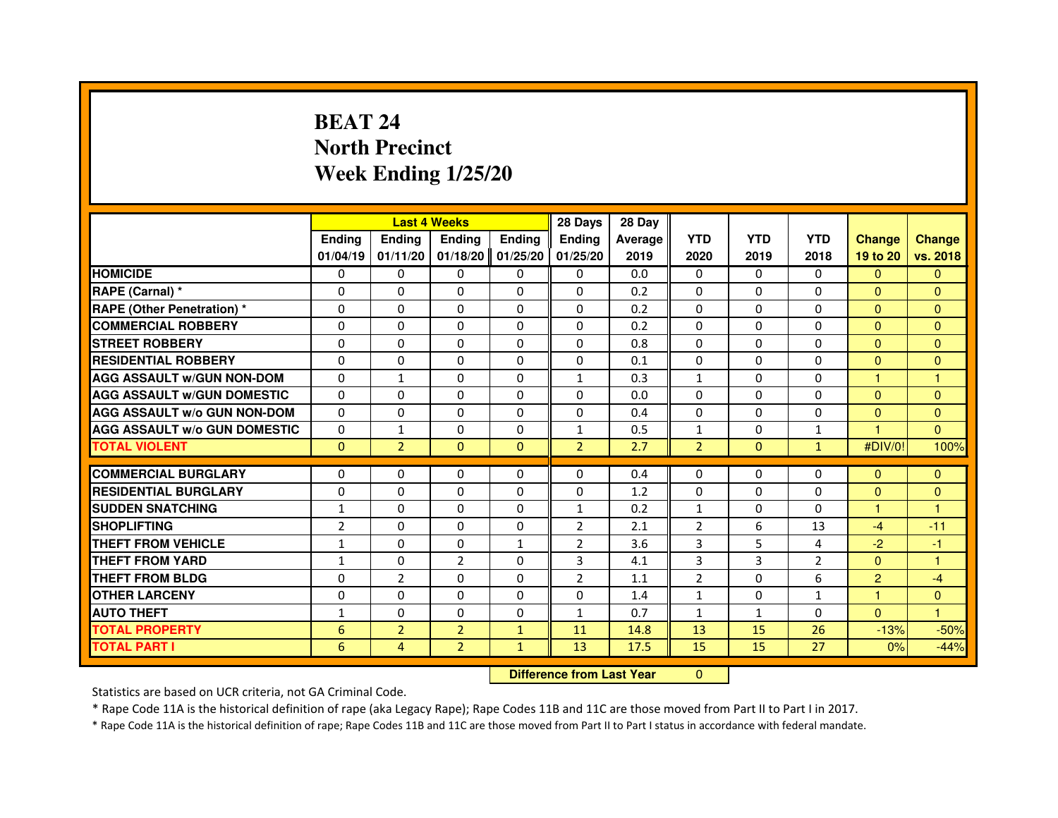# BEAT 24
# North Precinct
# Week Ending 1/25/20

| | Last 4 Weeks | | | | 28 Days | 28 Day | | | | | |
|---|---|---|---|---|---|---|---|---|---|---|---|
| | Ending 01/04/19 | Ending 01/11/20 | Ending 01/18/20 | Ending 01/25/20 | Ending 01/25/20 | Average 2019 | YTD 2020 | YTD 2019 | YTD 2018 | Change 19 to 20 | Change vs. 2018 |
| HOMICIDE | 0 | 0 | 0 | 0 | 0 | 0.0 | 0 | 0 | 0 | 0 | 0 |
| RAPE (Carnal) * | 0 | 0 | 0 | 0 | 0 | 0.2 | 0 | 0 | 0 | 0 | 0 |
| RAPE (Other Penetration) * | 0 | 0 | 0 | 0 | 0 | 0.2 | 0 | 0 | 0 | 0 | 0 |
| COMMERCIAL ROBBERY | 0 | 0 | 0 | 0 | 0 | 0.2 | 0 | 0 | 0 | 0 | 0 |
| STREET ROBBERY | 0 | 0 | 0 | 0 | 0 | 0.8 | 0 | 0 | 0 | 0 | 0 |
| RESIDENTIAL ROBBERY | 0 | 0 | 0 | 0 | 0 | 0.1 | 0 | 0 | 0 | 0 | 0 |
| AGG ASSAULT w/GUN NON-DOM | 0 | 1 | 0 | 0 | 1 | 0.3 | 1 | 0 | 0 | 1 | 1 |
| AGG ASSAULT w/GUN DOMESTIC | 0 | 0 | 0 | 0 | 0 | 0.0 | 0 | 0 | 0 | 0 | 0 |
| AGG ASSAULT w/o GUN NON-DOM | 0 | 0 | 0 | 0 | 0 | 0.4 | 0 | 0 | 0 | 0 | 0 |
| AGG ASSAULT w/o GUN DOMESTIC | 0 | 1 | 0 | 0 | 1 | 0.5 | 1 | 0 | 1 | 1 | 0 |
| TOTAL VIOLENT | 0 | 2 | 0 | 0 | 2 | 2.7 | 2 | 0 | 1 | #DIV/0! | 100% |
| COMMERCIAL BURGLARY | 0 | 0 | 0 | 0 | 0 | 0.4 | 0 | 0 | 0 | 0 | 0 |
| RESIDENTIAL BURGLARY | 0 | 0 | 0 | 0 | 0 | 1.2 | 0 | 0 | 0 | 0 | 0 |
| SUDDEN SNATCHING | 1 | 0 | 0 | 0 | 1 | 0.2 | 1 | 0 | 0 | 1 | 1 |
| SHOPLIFTING | 2 | 0 | 0 | 0 | 2 | 2.1 | 2 | 6 | 13 | -4 | -11 |
| THEFT FROM VEHICLE | 1 | 0 | 0 | 1 | 2 | 3.6 | 3 | 5 | 4 | -2 | -1 |
| THEFT FROM YARD | 1 | 0 | 2 | 0 | 3 | 4.1 | 3 | 3 | 2 | 0 | 1 |
| THEFT FROM BLDG | 0 | 2 | 0 | 0 | 2 | 1.1 | 2 | 0 | 6 | 2 | -4 |
| OTHER LARCENY | 0 | 0 | 0 | 0 | 0 | 1.4 | 1 | 0 | 1 | 1 | 0 |
| AUTO THEFT | 1 | 0 | 0 | 0 | 1 | 0.7 | 1 | 1 | 0 | 0 | 1 |
| TOTAL PROPERTY | 6 | 2 | 2 | 1 | 11 | 14.8 | 13 | 15 | 26 | -13% | -50% |
| TOTAL PART I | 6 | 4 | 2 | 1 | 13 | 17.5 | 15 | 15 | 27 | 0% | -44% |

**Difference from Last Year** 0

Statistics are based on UCR criteria, not GA Criminal Code.

* Rape Code 11A is the historical definition of rape (aka Legacy Rape); Rape Codes 11B and 11C are those moved from Part II to Part I in 2017.

* Rape Code 11A is the historical definition of rape; Rape Codes 11B and 11C are those moved from Part II to Part I status in accordance with federal mandate.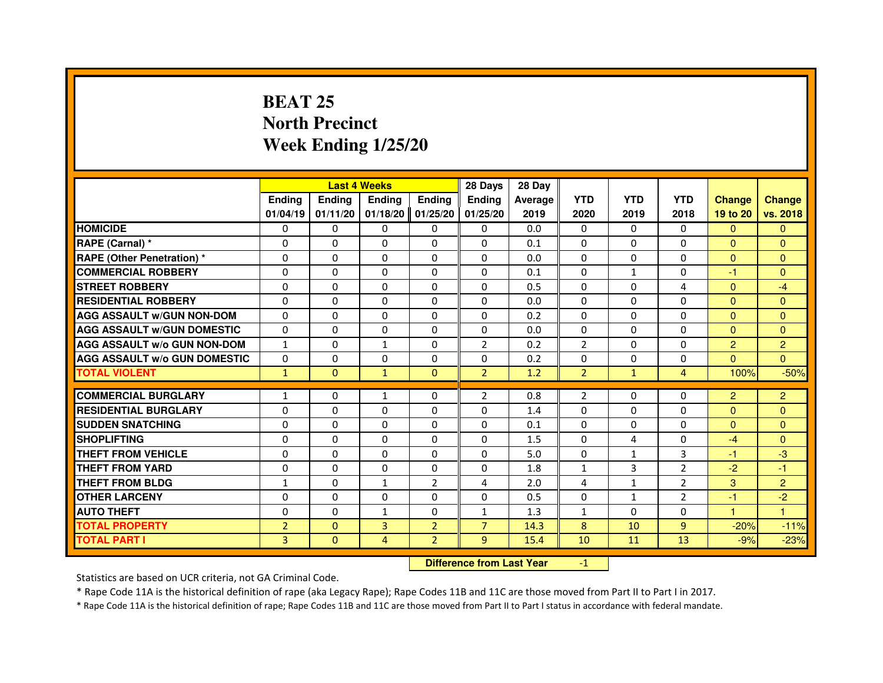# BEAT 25
# North Precinct
# Week Ending 1/25/20

| | Last 4 Weeks | | | | 28 Days | 28 Day | | | | | |
|---|---|---|---|---|---|---|---|---|---|---|---|
| | Ending 01/04/19 | Ending 01/11/20 | Ending 01/18/20 | Ending 01/25/20 | Ending 01/25/20 | Average 2019 | YTD 2020 | YTD 2019 | YTD 2018 | Change 19 to 20 | Change vs. 2018 |
| HOMICIDE | 0 | 0 | 0 | 0 | 0 | 0.0 | 0 | 0 | 0 | 0 | 0 |
| RAPE (Carnal) * | 0 | 0 | 0 | 0 | 0 | 0.1 | 0 | 0 | 0 | 0 | 0 |
| RAPE (Other Penetration) * | 0 | 0 | 0 | 0 | 0 | 0.0 | 0 | 0 | 0 | 0 | 0 |
| COMMERCIAL ROBBERY | 0 | 0 | 0 | 0 | 0 | 0.1 | 0 | 1 | 0 | -1 | 0 |
| STREET ROBBERY | 0 | 0 | 0 | 0 | 0 | 0.5 | 0 | 0 | 4 | 0 | -4 |
| RESIDENTIAL ROBBERY | 0 | 0 | 0 | 0 | 0 | 0.0 | 0 | 0 | 0 | 0 | 0 |
| AGG ASSAULT w/GUN NON-DOM | 0 | 0 | 0 | 0 | 0 | 0.2 | 0 | 0 | 0 | 0 | 0 |
| AGG ASSAULT w/GUN DOMESTIC | 0 | 0 | 0 | 0 | 0 | 0.0 | 0 | 0 | 0 | 0 | 0 |
| AGG ASSAULT w/o GUN NON-DOM | 1 | 0 | 1 | 0 | 2 | 0.2 | 2 | 0 | 0 | 2 | 2 |
| AGG ASSAULT w/o GUN DOMESTIC | 0 | 0 | 0 | 0 | 0 | 0.2 | 0 | 0 | 0 | 0 | 0 |
| TOTAL VIOLENT | 1 | 0 | 1 | 0 | 2 | 1.2 | 2 | 1 | 4 | 100% | -50% |
| COMMERCIAL BURGLARY | 1 | 0 | 1 | 0 | 2 | 0.8 | 2 | 0 | 0 | 2 | 2 |
| RESIDENTIAL BURGLARY | 0 | 0 | 0 | 0 | 0 | 1.4 | 0 | 0 | 0 | 0 | 0 |
| SUDDEN SNATCHING | 0 | 0 | 0 | 0 | 0 | 0.1 | 0 | 0 | 0 | 0 | 0 |
| SHOPLIFTING | 0 | 0 | 0 | 0 | 0 | 1.5 | 0 | 4 | 0 | -4 | 0 |
| THEFT FROM VEHICLE | 0 | 0 | 0 | 0 | 0 | 5.0 | 0 | 1 | 3 | -1 | -3 |
| THEFT FROM YARD | 0 | 0 | 0 | 0 | 0 | 1.8 | 1 | 3 | 2 | -2 | -1 |
| THEFT FROM BLDG | 1 | 0 | 1 | 2 | 4 | 2.0 | 4 | 1 | 2 | 3 | 2 |
| OTHER LARCENY | 0 | 0 | 0 | 0 | 0 | 0.5 | 0 | 1 | 2 | -1 | -2 |
| AUTO THEFT | 0 | 0 | 1 | 0 | 1 | 1.3 | 1 | 0 | 0 | 1 | 1 |
| TOTAL PROPERTY | 2 | 0 | 3 | 2 | 7 | 14.3 | 8 | 10 | 9 | -20% | -11% |
| TOTAL PART I | 3 | 0 | 4 | 2 | 9 | 15.4 | 10 | 11 | 13 | -9% | -23% |

**Difference from Last Year** -1

Statistics are based on UCR criteria, not GA Criminal Code.

* Rape Code 11A is the historical definition of rape (aka Legacy Rape); Rape Codes 11B and 11C are those moved from Part II to Part I in 2017.

* Rape Code 11A is the historical definition of rape; Rape Codes 11B and 11C are those moved from Part II to Part I status in accordance with federal mandate.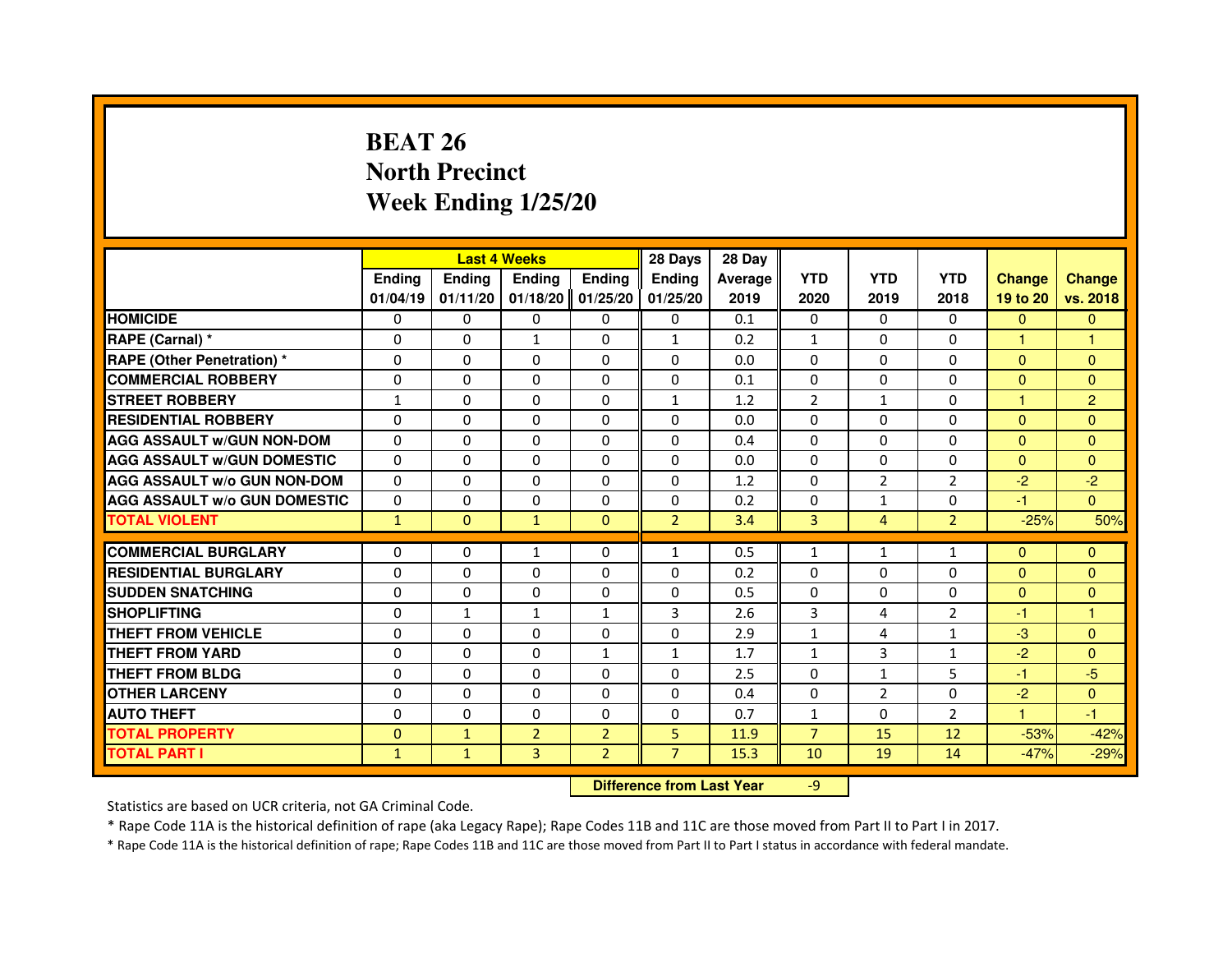# BEAT 26
## North Precinct
## Week Ending 1/25/20

| | Last 4 Weeks | | | | 28 Days | 28 Day | | | | | |
|---|---|---|---|---|---|---|---|---|---|---|---|
| | Ending 01/04/19 | Ending 01/11/20 | Ending 01/18/20 | Ending 01/25/20 | Ending 01/25/20 | Average 2019 | YTD 2020 | YTD 2019 | YTD 2018 | Change 19 to 20 | Change vs. 2018 |
| HOMICIDE | 0 | 0 | 0 | 0 | 0 | 0.1 | 0 | 0 | 0 | 0 | 0 |
| RAPE (Carnal) * | 0 | 0 | 1 | 0 | 1 | 0.2 | 1 | 0 | 0 | 1 | 1 |
| RAPE (Other Penetration) * | 0 | 0 | 0 | 0 | 0 | 0.0 | 0 | 0 | 0 | 0 | 0 |
| COMMERCIAL ROBBERY | 0 | 0 | 0 | 0 | 0 | 0.1 | 0 | 0 | 0 | 0 | 0 |
| STREET ROBBERY | 1 | 0 | 0 | 0 | 1 | 1.2 | 2 | 1 | 0 | 1 | 2 |
| RESIDENTIAL ROBBERY | 0 | 0 | 0 | 0 | 0 | 0.0 | 0 | 0 | 0 | 0 | 0 |
| AGG ASSAULT w/GUN NON-DOM | 0 | 0 | 0 | 0 | 0 | 0.4 | 0 | 0 | 0 | 0 | 0 |
| AGG ASSAULT w/GUN DOMESTIC | 0 | 0 | 0 | 0 | 0 | 0.0 | 0 | 0 | 0 | 0 | 0 |
| AGG ASSAULT w/o GUN NON-DOM | 0 | 0 | 0 | 0 | 0 | 1.2 | 0 | 2 | 2 | -2 | -2 |
| AGG ASSAULT w/o GUN DOMESTIC | 0 | 0 | 0 | 0 | 0 | 0.2 | 0 | 1 | 0 | -1 | 0 |
| TOTAL VIOLENT | 1 | 0 | 1 | 0 | 2 | 3.4 | 3 | 4 | 2 | -25% | 50% |
| COMMERCIAL BURGLARY | 0 | 0 | 1 | 0 | 1 | 0.5 | 1 | 1 | 1 | 0 | 0 |
| RESIDENTIAL BURGLARY | 0 | 0 | 0 | 0 | 0 | 0.2 | 0 | 0 | 0 | 0 | 0 |
| SUDDEN SNATCHING | 0 | 0 | 0 | 0 | 0 | 0.5 | 0 | 0 | 0 | 0 | 0 |
| SHOPLIFTING | 0 | 1 | 1 | 1 | 3 | 2.6 | 3 | 4 | 2 | -1 | 1 |
| THEFT FROM VEHICLE | 0 | 0 | 0 | 0 | 0 | 2.9 | 1 | 4 | 1 | -3 | 0 |
| THEFT FROM YARD | 0 | 0 | 0 | 1 | 1 | 1.7 | 1 | 3 | 1 | -2 | 0 |
| THEFT FROM BLDG | 0 | 0 | 0 | 0 | 0 | 2.5 | 0 | 1 | 5 | -1 | -5 |
| OTHER LARCENY | 0 | 0 | 0 | 0 | 0 | 0.4 | 0 | 2 | 0 | -2 | 0 |
| AUTO THEFT | 0 | 0 | 0 | 0 | 0 | 0.7 | 1 | 0 | 2 | 1 | -1 |
| TOTAL PROPERTY | 0 | 1 | 2 | 2 | 5 | 11.9 | 7 | 15 | 12 | -53% | -42% |
| TOTAL PART I | 1 | 1 | 3 | 2 | 7 | 15.3 | 10 | 19 | 14 | -47% | -29% |

**Difference from Last Year** -9

Statistics are based on UCR criteria, not GA Criminal Code.

* Rape Code 11A is the historical definition of rape (aka Legacy Rape); Rape Codes 11B and 11C are those moved from Part II to Part I in 2017.

* Rape Code 11A is the historical definition of rape; Rape Codes 11B and 11C are those moved from Part II to Part I status in accordance with federal mandate.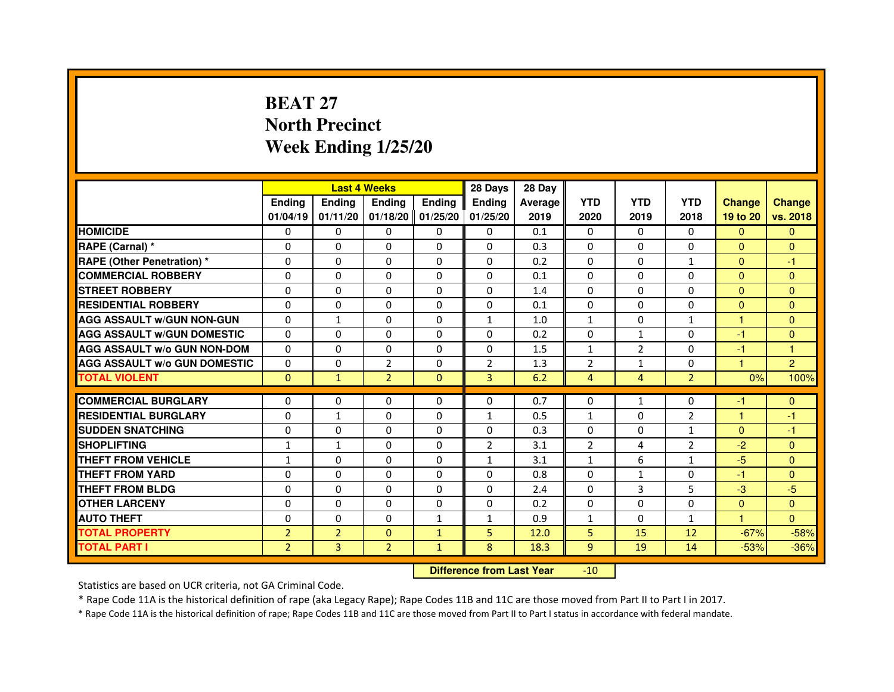# BEAT 27
## North Precinct
## Week Ending 1/25/20

| | Last 4 Weeks | | | | 28 Days | 28 Day | | | | | |
|---|---|---|---|---|---|---|---|---|---|---|---|
| | Ending 01/04/19 | Ending 01/11/20 | Ending 01/18/20 | Ending 01/25/20 | Ending 01/25/20 | Average 2019 | YTD 2020 | YTD 2019 | YTD 2018 | Change 19 to 20 | Change vs. 2018 |
| HOMICIDE | 0 | 0 | 0 | 0 | 0 | 0.1 | 0 | 0 | 0 | 0 | 0 |
| RAPE (Carnal) * | 0 | 0 | 0 | 0 | 0 | 0.3 | 0 | 0 | 0 | 0 | 0 |
| RAPE (Other Penetration) * | 0 | 0 | 0 | 0 | 0 | 0.2 | 0 | 0 | 1 | 0 | -1 |
| COMMERCIAL ROBBERY | 0 | 0 | 0 | 0 | 0 | 0.1 | 0 | 0 | 0 | 0 | 0 |
| STREET ROBBERY | 0 | 0 | 0 | 0 | 0 | 1.4 | 0 | 0 | 0 | 0 | 0 |
| RESIDENTIAL ROBBERY | 0 | 0 | 0 | 0 | 0 | 0.1 | 0 | 0 | 0 | 0 | 0 |
| AGG ASSAULT w/GUN NON-GUN | 0 | 1 | 0 | 0 | 1 | 1.0 | 1 | 0 | 1 | 1 | 0 |
| AGG ASSAULT w/GUN DOMESTIC | 0 | 0 | 0 | 0 | 0 | 0.2 | 0 | 1 | 0 | -1 | 0 |
| AGG ASSAULT w/o GUN NON-DOM | 0 | 0 | 0 | 0 | 0 | 1.5 | 1 | 2 | 0 | -1 | 1 |
| AGG ASSAULT w/o GUN DOMESTIC | 0 | 0 | 2 | 0 | 2 | 1.3 | 2 | 1 | 0 | 1 | 2 |
| TOTAL VIOLENT | 0 | 1 | 2 | 0 | 3 | 6.2 | 4 | 4 | 2 | 0% | 100% |
| COMMERCIAL BURGLARY | 0 | 0 | 0 | 0 | 0 | 0.7 | 0 | 1 | 0 | -1 | 0 |
| RESIDENTIAL BURGLARY | 0 | 1 | 0 | 0 | 1 | 0.5 | 1 | 0 | 2 | 1 | -1 |
| SUDDEN SNATCHING | 0 | 0 | 0 | 0 | 0 | 0.3 | 0 | 0 | 1 | 0 | -1 |
| SHOPLIFTING | 1 | 1 | 0 | 0 | 2 | 3.1 | 2 | 4 | 2 | -2 | 0 |
| THEFT FROM VEHICLE | 1 | 0 | 0 | 0 | 1 | 3.1 | 1 | 6 | 1 | -5 | 0 |
| THEFT FROM YARD | 0 | 0 | 0 | 0 | 0 | 0.8 | 0 | 1 | 0 | -1 | 0 |
| THEFT FROM BLDG | 0 | 0 | 0 | 0 | 0 | 2.4 | 0 | 3 | 5 | -3 | -5 |
| OTHER LARCENY | 0 | 0 | 0 | 0 | 0 | 0.2 | 0 | 0 | 0 | 0 | 0 |
| AUTO THEFT | 0 | 0 | 0 | 1 | 1 | 0.9 | 1 | 0 | 1 | 1 | 0 |
| TOTAL PROPERTY | 2 | 2 | 0 | 1 | 5 | 12.0 | 5 | 15 | 12 | -67% | -58% |
| TOTAL PART I | 2 | 3 | 2 | 1 | 8 | 18.3 | 9 | 19 | 14 | -53% | -36% |

**Difference from Last Year** -10

Statistics are based on UCR criteria, not GA Criminal Code.

* Rape Code 11A is the historical definition of rape (aka Legacy Rape); Rape Codes 11B and 11C are those moved from Part II to Part I in 2017.

* Rape Code 11A is the historical definition of rape; Rape Codes 11B and 11C are those moved from Part II to Part I status in accordance with federal mandate.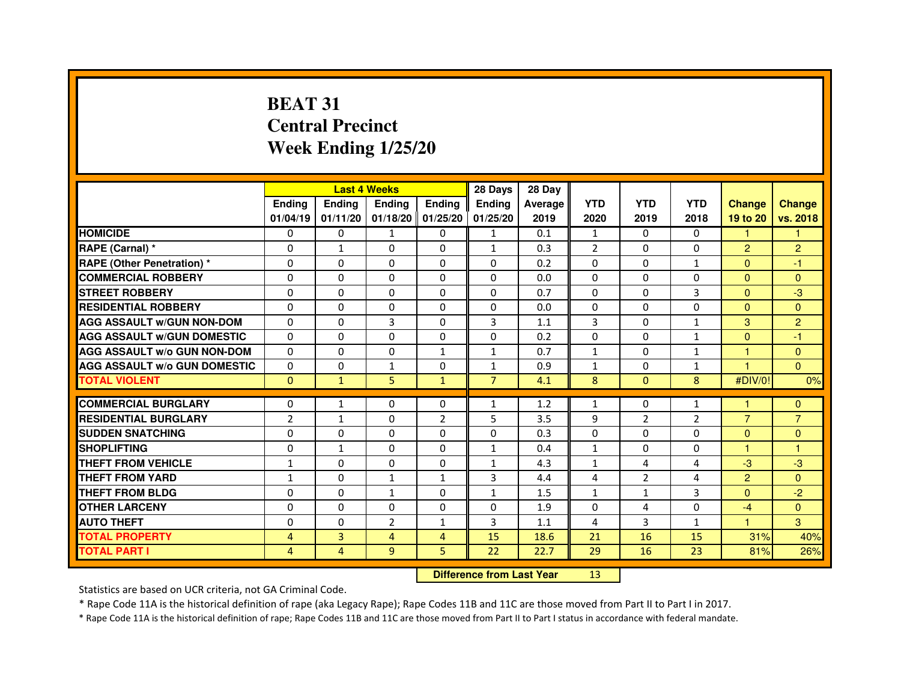# BEAT 31
# Central Precinct
# Week Ending 1/25/20

| | Last 4 Weeks | | | | 28 Days | 28 Day | | | | | |
|---|---|---|---|---|---|---|---|---|---|---|---|
| | Ending 01/04/19 | Ending 01/11/20 | Ending 01/18/20 | Ending 01/25/20 | Ending 01/25/20 | Average 2019 | YTD 2020 | YTD 2019 | YTD 2018 | Change 19 to 20 | Change vs. 2018 |
| HOMICIDE | 0 | 0 | 1 | 0 | 1 | 0.1 | 1 | 0 | 0 | 1 | 1 |
| RAPE (Carnal) * | 0 | 1 | 0 | 0 | 1 | 0.3 | 2 | 0 | 0 | 2 | 2 |
| RAPE (Other Penetration) * | 0 | 0 | 0 | 0 | 0 | 0.2 | 0 | 0 | 1 | 0 | -1 |
| COMMERCIAL ROBBERY | 0 | 0 | 0 | 0 | 0 | 0.0 | 0 | 0 | 0 | 0 | 0 |
| STREET ROBBERY | 0 | 0 | 0 | 0 | 0 | 0.7 | 0 | 0 | 3 | 0 | -3 |
| RESIDENTIAL ROBBERY | 0 | 0 | 0 | 0 | 0 | 0.0 | 0 | 0 | 0 | 0 | 0 |
| AGG ASSAULT w/GUN NON-DOM | 0 | 0 | 3 | 0 | 3 | 1.1 | 3 | 0 | 1 | 3 | 2 |
| AGG ASSAULT w/GUN DOMESTIC | 0 | 0 | 0 | 0 | 0 | 0.2 | 0 | 0 | 1 | 0 | -1 |
| AGG ASSAULT w/o GUN NON-DOM | 0 | 0 | 0 | 1 | 1 | 0.7 | 1 | 0 | 1 | 1 | 0 |
| AGG ASSAULT w/o GUN DOMESTIC | 0 | 0 | 1 | 0 | 1 | 0.9 | 1 | 0 | 1 | 1 | 0 |
| TOTAL VIOLENT | 0 | 1 | 5 | 1 | 7 | 4.1 | 8 | 0 | 8 | #DIV/0! | 0% |
| COMMERCIAL BURGLARY | 0 | 1 | 0 | 0 | 1 | 1.2 | 1 | 0 | 1 | 1 | 0 |
| RESIDENTIAL BURGLARY | 2 | 1 | 0 | 2 | 5 | 3.5 | 9 | 2 | 2 | 7 | 7 |
| SUDDEN SNATCHING | 0 | 0 | 0 | 0 | 0 | 0.3 | 0 | 0 | 0 | 0 | 0 |
| SHOPLIFTING | 0 | 1 | 0 | 0 | 1 | 0.4 | 1 | 0 | 0 | 1 | 1 |
| THEFT FROM VEHICLE | 1 | 0 | 0 | 0 | 1 | 4.3 | 1 | 4 | 4 | -3 | -3 |
| THEFT FROM YARD | 1 | 0 | 1 | 1 | 3 | 4.4 | 4 | 2 | 4 | 2 | 0 |
| THEFT FROM BLDG | 0 | 0 | 1 | 0 | 1 | 1.5 | 1 | 1 | 3 | 0 | -2 |
| OTHER LARCENY | 0 | 0 | 0 | 0 | 0 | 1.9 | 0 | 4 | 0 | -4 | 0 |
| AUTO THEFT | 0 | 0 | 2 | 1 | 3 | 1.1 | 4 | 3 | 1 | 1 | 3 |
| TOTAL PROPERTY | 4 | 3 | 4 | 4 | 15 | 18.6 | 21 | 16 | 15 | 31% | 40% |
| TOTAL PART I | 4 | 4 | 9 | 5 | 22 | 22.7 | 29 | 16 | 23 | 81% | 26% |

| Difference from Last Year | 13 |
|---|---|

Statistics are based on UCR criteria, not GA Criminal Code.

* Rape Code 11A is the historical definition of rape (aka Legacy Rape); Rape Codes 11B and 11C are those moved from Part II to Part I in 2017.

* Rape Code 11A is the historical definition of rape; Rape Codes 11B and 11C are those moved from Part II to Part I status in accordance with federal mandate.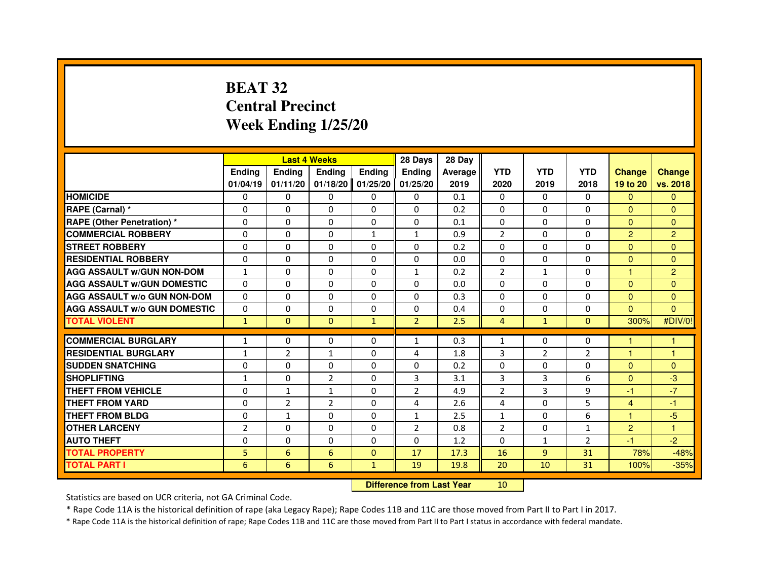# BEAT 32
# Central Precinct
# Week Ending 1/25/20

| | Last 4 Weeks | | | | 28 Days | 28 Day | | | | | |
|---|---|---|---|---|---|---|---|---|---|---|---|
| | Ending 01/04/19 | Ending 01/11/20 | Ending 01/18/20 | Ending 01/25/20 | Ending 01/25/20 | Average 2019 | YTD 2020 | YTD 2019 | YTD 2018 | Change 19 to 20 | Change vs. 2018 |
| HOMICIDE | 0 | 0 | 0 | 0 | 0 | 0.1 | 0 | 0 | 0 | 0 | 0 |
| RAPE (Carnal) * | 0 | 0 | 0 | 0 | 0 | 0.2 | 0 | 0 | 0 | 0 | 0 |
| RAPE (Other Penetration) * | 0 | 0 | 0 | 0 | 0 | 0.1 | 0 | 0 | 0 | 0 | 0 |
| COMMERCIAL ROBBERY | 0 | 0 | 0 | 1 | 1 | 0.9 | 2 | 0 | 0 | 2 | 2 |
| STREET ROBBERY | 0 | 0 | 0 | 0 | 0 | 0.2 | 0 | 0 | 0 | 0 | 0 |
| RESIDENTIAL ROBBERY | 0 | 0 | 0 | 0 | 0 | 0.0 | 0 | 0 | 0 | 0 | 0 |
| AGG ASSAULT w/GUN NON-DOM | 1 | 0 | 0 | 0 | 1 | 0.2 | 2 | 1 | 0 | 1 | 2 |
| AGG ASSAULT w/GUN DOMESTIC | 0 | 0 | 0 | 0 | 0 | 0.0 | 0 | 0 | 0 | 0 | 0 |
| AGG ASSAULT w/o GUN NON-DOM | 0 | 0 | 0 | 0 | 0 | 0.3 | 0 | 0 | 0 | 0 | 0 |
| AGG ASSAULT w/o GUN DOMESTIC | 0 | 0 | 0 | 0 | 0 | 0.4 | 0 | 0 | 0 | 0 | 0 |
| TOTAL VIOLENT | 1 | 0 | 0 | 1 | 2 | 2.5 | 4 | 1 | 0 | 300% | #DIV/0! |
| COMMERCIAL BURGLARY | 1 | 0 | 0 | 0 | 1 | 0.3 | 1 | 0 | 0 | 1 | 1 |
| RESIDENTIAL BURGLARY | 1 | 2 | 1 | 0 | 4 | 1.8 | 3 | 2 | 2 | 1 | 1 |
| SUDDEN SNATCHING | 0 | 0 | 0 | 0 | 0 | 0.2 | 0 | 0 | 0 | 0 | 0 |
| SHOPLIFTING | 1 | 0 | 2 | 0 | 3 | 3.1 | 3 | 3 | 6 | 0 | -3 |
| THEFT FROM VEHICLE | 0 | 1 | 1 | 0 | 2 | 4.9 | 2 | 3 | 9 | -1 | -7 |
| THEFT FROM YARD | 0 | 2 | 2 | 0 | 4 | 2.6 | 4 | 0 | 5 | 4 | -1 |
| THEFT FROM BLDG | 0 | 1 | 0 | 0 | 1 | 2.5 | 1 | 0 | 6 | 1 | -5 |
| OTHER LARCENY | 2 | 0 | 0 | 0 | 2 | 0.8 | 2 | 0 | 1 | 2 | 1 |
| AUTO THEFT | 0 | 0 | 0 | 0 | 0 | 1.2 | 0 | 1 | 2 | -1 | -2 |
| TOTAL PROPERTY | 5 | 6 | 6 | 0 | 17 | 17.3 | 16 | 9 | 31 | 78% | -48% |
| TOTAL PART I | 6 | 6 | 6 | 1 | 19 | 19.8 | 20 | 10 | 31 | 100% | -35% |

**Difference from Last Year** 10

Statistics are based on UCR criteria, not GA Criminal Code.

* Rape Code 11A is the historical definition of rape (aka Legacy Rape); Rape Codes 11B and 11C are those moved from Part II to Part I in 2017.

* Rape Code 11A is the historical definition of rape; Rape Codes 11B and 11C are those moved from Part II to Part I status in accordance with federal mandate.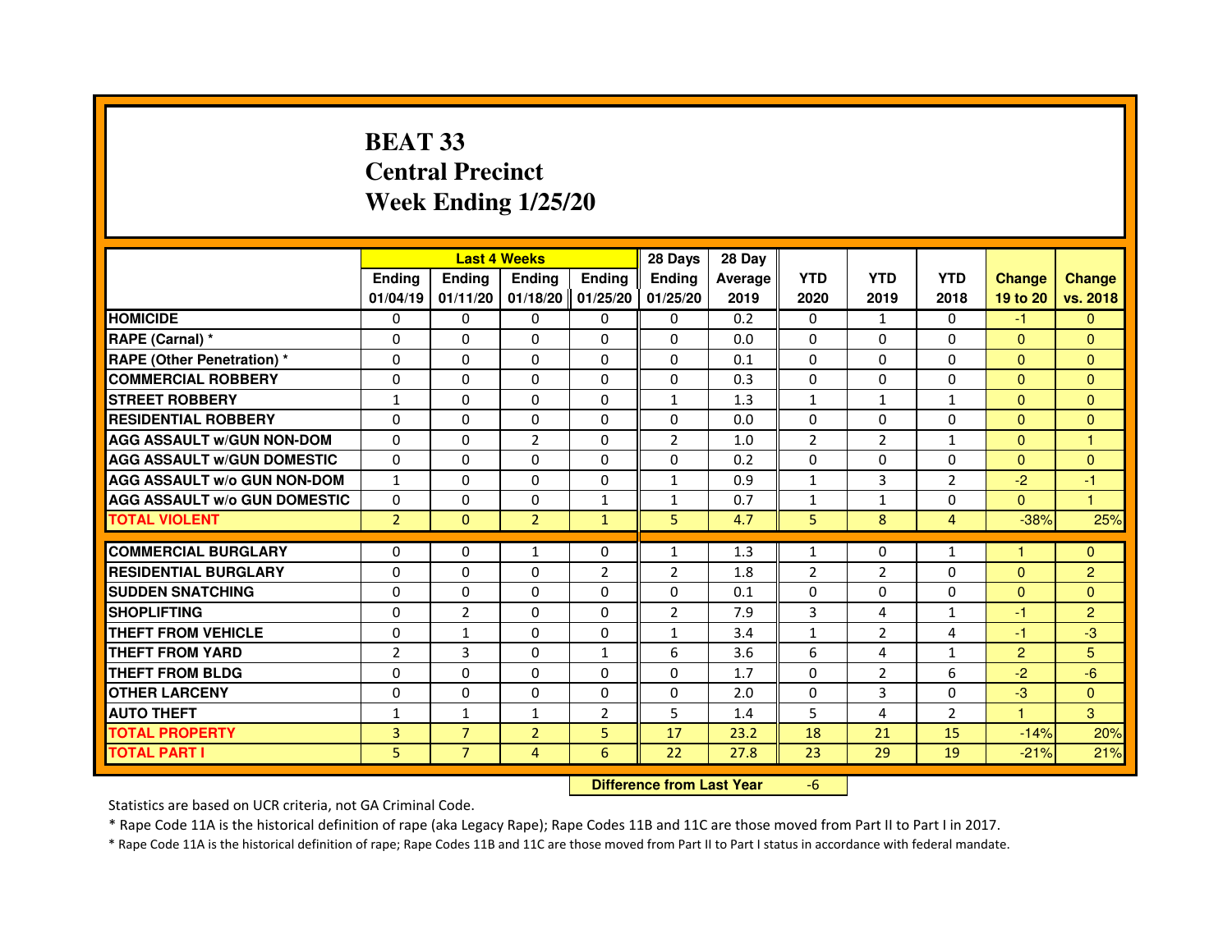# BEAT 33
## Central Precinct
## Week Ending 1/25/20

| | Last 4 Weeks | | | | 28 Days | 28 Day | | | | | |
|---|---|---|---|---|---|---|---|---|---|---|---|
| | Ending 01/04/19 | Ending 01/11/20 | Ending 01/18/20 | Ending 01/25/20 | Ending 01/25/20 | Average 2019 | YTD 2020 | YTD 2019 | YTD 2018 | Change 19 to 20 | Change vs. 2018 |
| HOMICIDE | 0 | 0 | 0 | 0 | 0 | 0.2 | 0 | 1 | 0 | -1 | 0 |
| RAPE (Carnal) * | 0 | 0 | 0 | 0 | 0 | 0.0 | 0 | 0 | 0 | 0 | 0 |
| RAPE (Other Penetration) * | 0 | 0 | 0 | 0 | 0 | 0.1 | 0 | 0 | 0 | 0 | 0 |
| COMMERCIAL ROBBERY | 0 | 0 | 0 | 0 | 0 | 0.3 | 0 | 0 | 0 | 0 | 0 |
| STREET ROBBERY | 1 | 0 | 0 | 0 | 1 | 1.3 | 1 | 1 | 1 | 0 | 0 |
| RESIDENTIAL ROBBERY | 0 | 0 | 0 | 0 | 0 | 0.0 | 0 | 0 | 0 | 0 | 0 |
| AGG ASSAULT w/GUN NON-DOM | 0 | 0 | 2 | 0 | 2 | 1.0 | 2 | 2 | 1 | 0 | 1 |
| AGG ASSAULT w/GUN DOMESTIC | 0 | 0 | 0 | 0 | 0 | 0.2 | 0 | 0 | 0 | 0 | 0 |
| AGG ASSAULT w/o GUN NON-DOM | 1 | 0 | 0 | 0 | 1 | 0.9 | 1 | 3 | 2 | -2 | -1 |
| AGG ASSAULT w/o GUN DOMESTIC | 0 | 0 | 0 | 1 | 1 | 0.7 | 1 | 1 | 0 | 0 | 1 |
| TOTAL VIOLENT | 2 | 0 | 2 | 1 | 5 | 4.7 | 5 | 8 | 4 | -38% | 25% |
| COMMERCIAL BURGLARY | 0 | 0 | 1 | 0 | 1 | 1.3 | 1 | 0 | 1 | 1 | 0 |
| RESIDENTIAL BURGLARY | 0 | 0 | 0 | 2 | 2 | 1.8 | 2 | 2 | 0 | 0 | 2 |
| SUDDEN SNATCHING | 0 | 0 | 0 | 0 | 0 | 0.1 | 0 | 0 | 0 | 0 | 0 |
| SHOPLIFTING | 0 | 2 | 0 | 0 | 2 | 7.9 | 3 | 4 | 1 | -1 | 2 |
| THEFT FROM VEHICLE | 0 | 1 | 0 | 0 | 1 | 3.4 | 1 | 2 | 4 | -1 | -3 |
| THEFT FROM YARD | 2 | 3 | 0 | 1 | 6 | 3.6 | 6 | 4 | 1 | 2 | 5 |
| THEFT FROM BLDG | 0 | 0 | 0 | 0 | 0 | 1.7 | 0 | 2 | 6 | -2 | -6 |
| OTHER LARCENY | 0 | 0 | 0 | 0 | 0 | 2.0 | 0 | 3 | 0 | -3 | 0 |
| AUTO THEFT | 1 | 1 | 1 | 2 | 5 | 1.4 | 5 | 4 | 2 | 1 | 3 |
| TOTAL PROPERTY | 3 | 7 | 2 | 5 | 17 | 23.2 | 18 | 21 | 15 | -14% | 20% |
| TOTAL PART I | 5 | 7 | 4 | 6 | 22 | 27.8 | 23 | 29 | 19 | -21% | 21% |

**Difference from Last Year** -6

Statistics are based on UCR criteria, not GA Criminal Code.

* Rape Code 11A is the historical definition of rape (aka Legacy Rape); Rape Codes 11B and 11C are those moved from Part II to Part I in 2017.

* Rape Code 11A is the historical definition of rape; Rape Codes 11B and 11C are those moved from Part II to Part I status in accordance with federal mandate.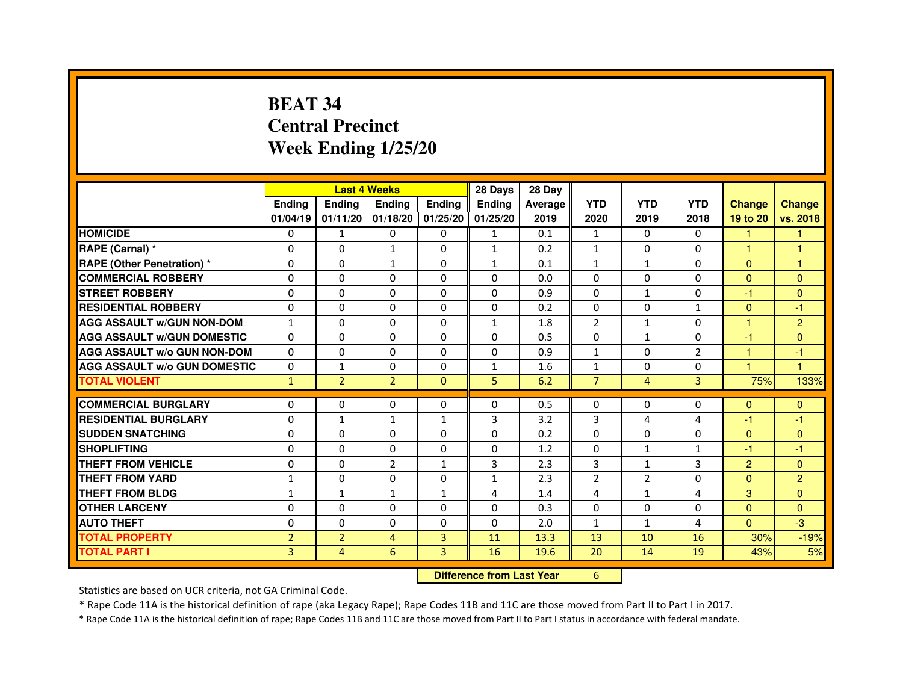# BEAT 34
## Central Precinct
## Week Ending 1/25/20

| | Last 4 Weeks | | | | 28 Days | 28 Day | | | | | |
|---|---|---|---|---|---|---|---|---|---|---|---|
| | Ending 01/04/19 | Ending 01/11/20 | Ending 01/18/20 | Ending 01/25/20 | Ending 01/25/20 | Average 2019 | YTD 2020 | YTD 2019 | YTD 2018 | Change 19 to 20 | Change vs. 2018 |
| HOMICIDE | 0 | 1 | 0 | 0 | 1 | 0.1 | 1 | 0 | 0 | 1 | 1 |
| RAPE (Carnal) * | 0 | 0 | 1 | 0 | 1 | 0.2 | 1 | 0 | 0 | 1 | 1 |
| RAPE (Other Penetration) * | 0 | 0 | 1 | 0 | 1 | 0.1 | 1 | 1 | 0 | 0 | 1 |
| COMMERCIAL ROBBERY | 0 | 0 | 0 | 0 | 0 | 0.0 | 0 | 0 | 0 | 0 | 0 |
| STREET ROBBERY | 0 | 0 | 0 | 0 | 0 | 0.9 | 0 | 1 | 0 | -1 | 0 |
| RESIDENTIAL ROBBERY | 0 | 0 | 0 | 0 | 0 | 0.2 | 0 | 0 | 1 | 0 | -1 |
| AGG ASSAULT w/GUN NON-DOM | 1 | 0 | 0 | 0 | 1 | 1.8 | 2 | 1 | 0 | 1 | 2 |
| AGG ASSAULT w/GUN DOMESTIC | 0 | 0 | 0 | 0 | 0 | 0.5 | 0 | 1 | 0 | -1 | 0 |
| AGG ASSAULT w/o GUN NON-DOM | 0 | 0 | 0 | 0 | 0 | 0.9 | 1 | 0 | 2 | 1 | -1 |
| AGG ASSAULT w/o GUN DOMESTIC | 0 | 1 | 0 | 0 | 1 | 1.6 | 1 | 0 | 0 | 1 | 1 |
| TOTAL VIOLENT | 1 | 2 | 2 | 0 | 5 | 6.2 | 7 | 4 | 3 | 75% | 133% |
| COMMERCIAL BURGLARY | 0 | 0 | 0 | 0 | 0 | 0.5 | 0 | 0 | 0 | 0 | 0 |
| RESIDENTIAL BURGLARY | 0 | 1 | 1 | 1 | 3 | 3.2 | 3 | 4 | 4 | -1 | -1 |
| SUDDEN SNATCHING | 0 | 0 | 0 | 0 | 0 | 0.2 | 0 | 0 | 0 | 0 | 0 |
| SHOPLIFTING | 0 | 0 | 0 | 0 | 0 | 1.2 | 0 | 1 | 1 | -1 | -1 |
| THEFT FROM VEHICLE | 0 | 0 | 2 | 1 | 3 | 2.3 | 3 | 1 | 3 | 2 | 0 |
| THEFT FROM YARD | 1 | 0 | 0 | 0 | 1 | 2.3 | 2 | 2 | 0 | 0 | 2 |
| THEFT FROM BLDG | 1 | 1 | 1 | 1 | 4 | 1.4 | 4 | 1 | 4 | 3 | 0 |
| OTHER LARCENY | 0 | 0 | 0 | 0 | 0 | 0.3 | 0 | 0 | 0 | 0 | 0 |
| AUTO THEFT | 0 | 0 | 0 | 0 | 0 | 2.0 | 1 | 1 | 4 | 0 | -3 |
| TOTAL PROPERTY | 2 | 2 | 4 | 3 | 11 | 13.3 | 13 | 10 | 16 | 30% | -19% |
| TOTAL PART I | 3 | 4 | 6 | 3 | 16 | 19.6 | 20 | 14 | 19 | 43% | 5% |

**Difference from Last Year** 6

Statistics are based on UCR criteria, not GA Criminal Code.

* Rape Code 11A is the historical definition of rape (aka Legacy Rape); Rape Codes 11B and 11C are those moved from Part II to Part I in 2017.

* Rape Code 11A is the historical definition of rape; Rape Codes 11B and 11C are those moved from Part II to Part I status in accordance with federal mandate.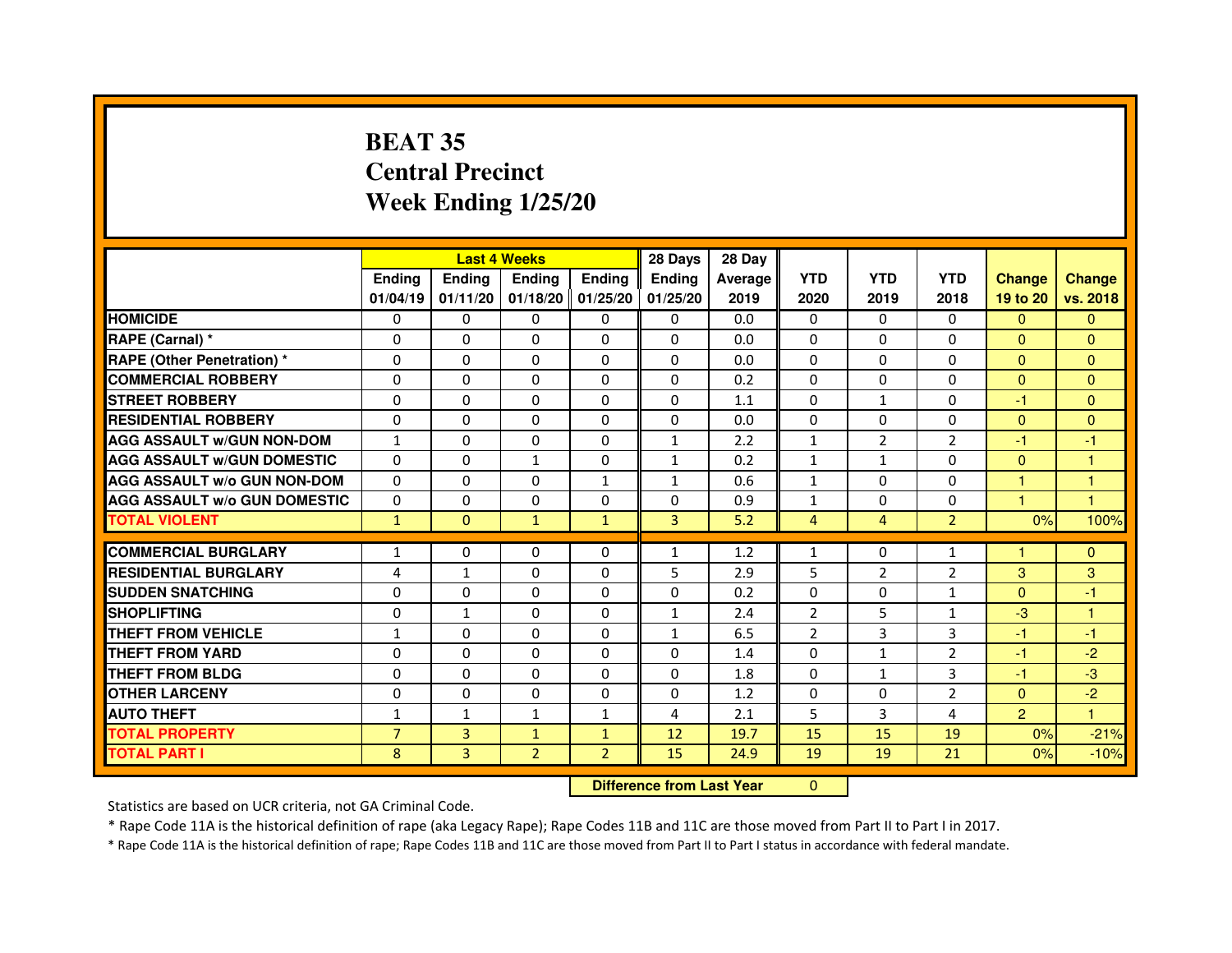# BEAT 35
## Central Precinct
## Week Ending 1/25/20

| | Last 4 Weeks | | | | 28 Days | 28 Day | | | | | |
|---|---|---|---|---|---|---|---|---|---|---|---|
| | Ending 01/04/19 | Ending 01/11/20 | Ending 01/18/20 | Ending 01/25/20 | Ending 01/25/20 | Average 2019 | YTD 2020 | YTD 2019 | YTD 2018 | Change 19 to 20 | Change vs. 2018 |
| **HOMICIDE** | 0 | 0 | 0 | 0 | 0 | 0.0 | 0 | 0 | 0 | 0 | 0 |
| **RAPE (Carnal) *** | 0 | 0 | 0 | 0 | 0 | 0.0 | 0 | 0 | 0 | 0 | 0 |
| **RAPE (Other Penetration) *** | 0 | 0 | 0 | 0 | 0 | 0.0 | 0 | 0 | 0 | 0 | 0 |
| **COMMERCIAL ROBBERY** | 0 | 0 | 0 | 0 | 0 | 0.2 | 0 | 0 | 0 | 0 | 0 |
| **STREET ROBBERY** | 0 | 0 | 0 | 0 | 0 | 1.1 | 0 | 1 | 0 | -1 | 0 |
| **RESIDENTIAL ROBBERY** | 0 | 0 | 0 | 0 | 0 | 0.0 | 0 | 0 | 0 | 0 | 0 |
| **AGG ASSAULT w/GUN NON-DOM** | 1 | 0 | 0 | 0 | 1 | 2.2 | 1 | 2 | 2 | -1 | -1 |
| **AGG ASSAULT w/GUN DOMESTIC** | 0 | 0 | 1 | 0 | 1 | 0.2 | 1 | 1 | 0 | 0 | 1 |
| **AGG ASSAULT w/o GUN NON-DOM** | 0 | 0 | 0 | 1 | 1 | 0.6 | 1 | 0 | 0 | 1 | 1 |
| **AGG ASSAULT w/o GUN DOMESTIC** | 0 | 0 | 0 | 0 | 0 | 0.9 | 1 | 0 | 0 | 1 | 1 |
| **TOTAL VIOLENT** | 1 | 0 | 1 | 1 | 3 | 5.2 | 4 | 4 | 2 | 0% | 100% |
| **COMMERCIAL BURGLARY** | 1 | 0 | 0 | 0 | 1 | 1.2 | 1 | 0 | 1 | 1 | 0 |
| **RESIDENTIAL BURGLARY** | 4 | 1 | 0 | 0 | 5 | 2.9 | 5 | 2 | 2 | 3 | 3 |
| **SUDDEN SNATCHING** | 0 | 0 | 0 | 0 | 0 | 0.2 | 0 | 0 | 1 | 0 | -1 |
| **SHOPLIFTING** | 0 | 1 | 0 | 0 | 1 | 2.4 | 2 | 5 | 1 | -3 | 1 |
| **THEFT FROM VEHICLE** | 1 | 0 | 0 | 0 | 1 | 6.5 | 2 | 3 | 3 | -1 | -1 |
| **THEFT FROM YARD** | 0 | 0 | 0 | 0 | 0 | 1.4 | 0 | 1 | 2 | -1 | -2 |
| **THEFT FROM BLDG** | 0 | 0 | 0 | 0 | 0 | 1.8 | 0 | 1 | 3 | -1 | -3 |
| **OTHER LARCENY** | 0 | 0 | 0 | 0 | 0 | 1.2 | 0 | 0 | 2 | 0 | -2 |
| **AUTO THEFT** | 1 | 1 | 1 | 1 | 4 | 2.1 | 5 | 3 | 4 | 2 | 1 |
| **TOTAL PROPERTY** | 7 | 3 | 1 | 1 | 12 | 19.7 | 15 | 15 | 19 | 0% | -21% |
| **TOTAL PART I** | 8 | 3 | 2 | 2 | 15 | 24.9 | 19 | 19 | 21 | 0% | -10% |

**Difference from Last Year** 0

Statistics are based on UCR criteria, not GA Criminal Code.

* Rape Code 11A is the historical definition of rape (aka Legacy Rape); Rape Codes 11B and 11C are those moved from Part II to Part I in 2017.

* Rape Code 11A is the historical definition of rape; Rape Codes 11B and 11C are those moved from Part II to Part I status in accordance with federal mandate.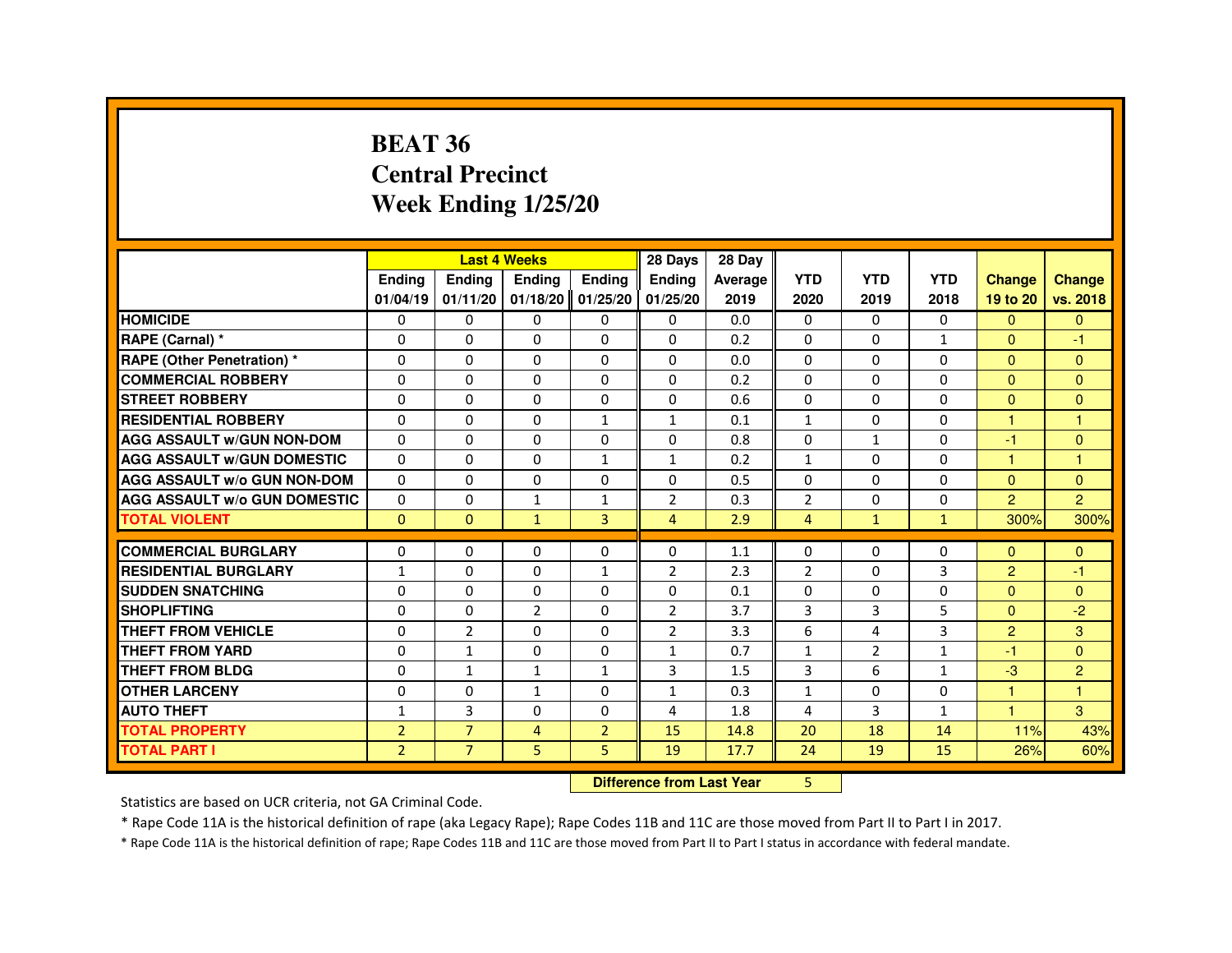# BEAT 36
# Central Precinct
# Week Ending 1/25/20

| | Last 4 Weeks | | | | 28 Days | 28 Day | | | | | |
|---|---|---|---|---|---|---|---|---|---|---|---|
| | Ending 01/04/19 | Ending 01/11/20 | Ending 01/18/20 | Ending 01/25/20 | Ending 01/25/20 | Average 2019 | YTD 2020 | YTD 2019 | YTD 2018 | Change 19 to 20 | Change vs. 2018 |
| HOMICIDE | 0 | 0 | 0 | 0 | 0 | 0.0 | 0 | 0 | 0 | 0 | 0 |
| RAPE (Carnal) * | 0 | 0 | 0 | 0 | 0 | 0.2 | 0 | 0 | 1 | 0 | -1 |
| RAPE (Other Penetration) * | 0 | 0 | 0 | 0 | 0 | 0.0 | 0 | 0 | 0 | 0 | 0 |
| COMMERCIAL ROBBERY | 0 | 0 | 0 | 0 | 0 | 0.2 | 0 | 0 | 0 | 0 | 0 |
| STREET ROBBERY | 0 | 0 | 0 | 0 | 0 | 0.6 | 0 | 0 | 0 | 0 | 0 |
| RESIDENTIAL ROBBERY | 0 | 0 | 0 | 1 | 1 | 0.1 | 1 | 0 | 0 | 1 | 1 |
| AGG ASSAULT w/GUN NON-DOM | 0 | 0 | 0 | 0 | 0 | 0.8 | 0 | 1 | 0 | -1 | 0 |
| AGG ASSAULT w/GUN DOMESTIC | 0 | 0 | 0 | 1 | 1 | 0.2 | 1 | 0 | 0 | 1 | 1 |
| AGG ASSAULT w/o GUN NON-DOM | 0 | 0 | 0 | 0 | 0 | 0.5 | 0 | 0 | 0 | 0 | 0 |
| AGG ASSAULT w/o GUN DOMESTIC | 0 | 0 | 1 | 1 | 2 | 0.3 | 2 | 0 | 0 | 2 | 2 |
| TOTAL VIOLENT | 0 | 0 | 1 | 3 | 4 | 2.9 | 4 | 1 | 1 | 300% | 300% |
| COMMERCIAL BURGLARY | 0 | 0 | 0 | 0 | 0 | 1.1 | 0 | 0 | 0 | 0 | 0 |
| RESIDENTIAL BURGLARY | 1 | 0 | 0 | 1 | 2 | 2.3 | 2 | 0 | 3 | 2 | -1 |
| SUDDEN SNATCHING | 0 | 0 | 0 | 0 | 0 | 0.1 | 0 | 0 | 0 | 0 | 0 |
| SHOPLIFTING | 0 | 0 | 2 | 0 | 2 | 3.7 | 3 | 3 | 5 | 0 | -2 |
| THEFT FROM VEHICLE | 0 | 2 | 0 | 0 | 2 | 3.3 | 6 | 4 | 3 | 2 | 3 |
| THEFT FROM YARD | 0 | 1 | 0 | 0 | 1 | 0.7 | 1 | 2 | 1 | -1 | 0 |
| THEFT FROM BLDG | 0 | 1 | 1 | 1 | 3 | 1.5 | 3 | 6 | 1 | -3 | 2 |
| OTHER LARCENY | 0 | 0 | 1 | 0 | 1 | 0.3 | 1 | 0 | 0 | 1 | 1 |
| AUTO THEFT | 1 | 3 | 0 | 0 | 4 | 1.8 | 4 | 3 | 1 | 1 | 3 |
| TOTAL PROPERTY | 2 | 7 | 4 | 2 | 15 | 14.8 | 20 | 18 | 14 | 11% | 43% |
| TOTAL PART I | 2 | 7 | 5 | 5 | 19 | 17.7 | 24 | 19 | 15 | 26% | 60% |

**Difference from Last Year** 5

Statistics are based on UCR criteria, not GA Criminal Code.

* Rape Code 11A is the historical definition of rape (aka Legacy Rape); Rape Codes 11B and 11C are those moved from Part II to Part I in 2017.

* Rape Code 11A is the historical definition of rape; Rape Codes 11B and 11C are those moved from Part II to Part I status in accordance with federal mandate.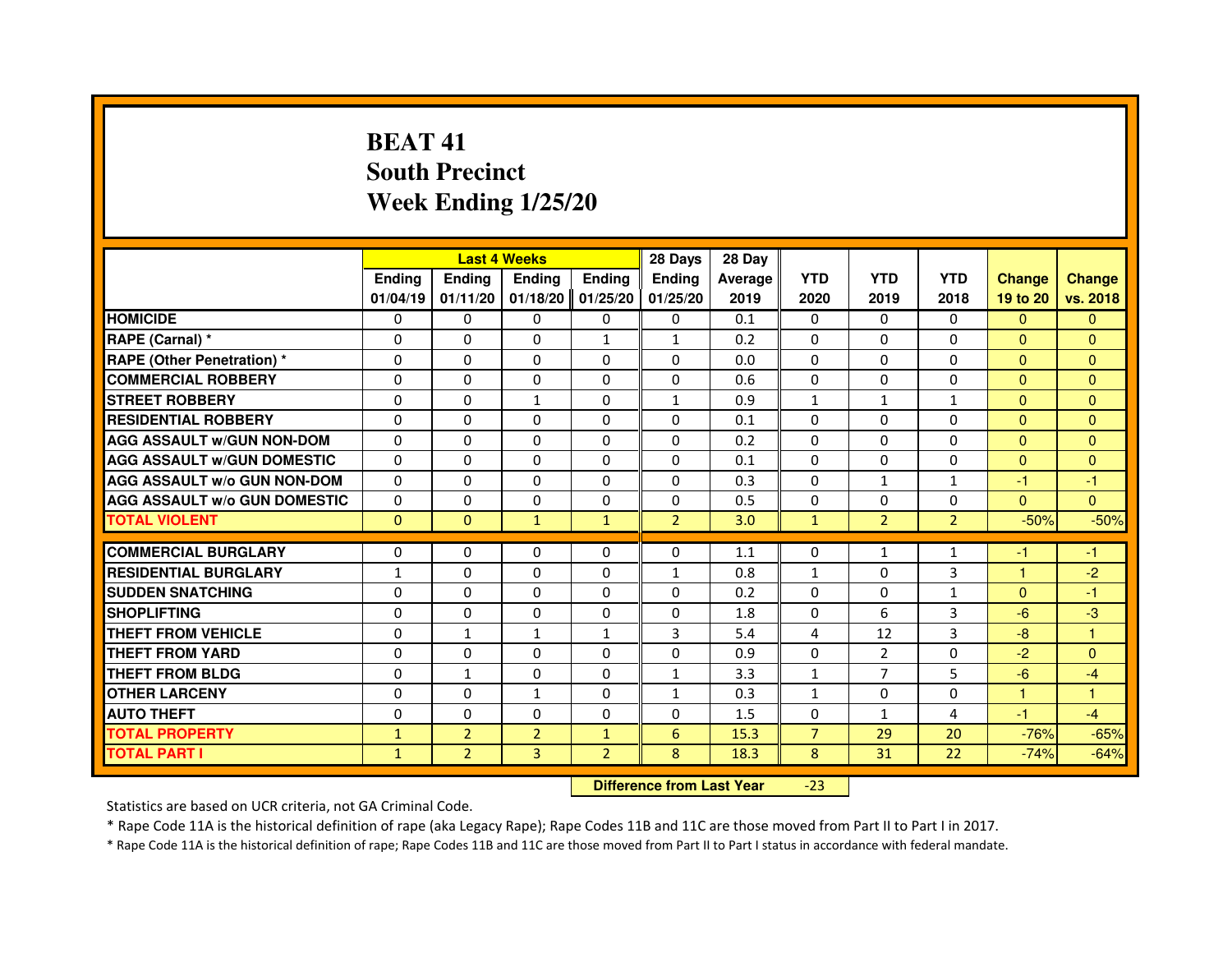# BEAT 41
## South Precinct
## Week Ending 1/25/20

| | Last 4 Weeks | | | | 28 Days | 28 Day | | | | | |
|---|---|---|---|---|---|---|---|---|---|---|---|
| | Ending 01/04/19 | Ending 01/11/20 | Ending 01/18/20 | Ending 01/25/20 | Ending 01/25/20 | Average 2019 | YTD 2020 | YTD 2019 | YTD 2018 | Change 19 to 20 | Change vs. 2018 |
| HOMICIDE | 0 | 0 | 0 | 0 | 0 | 0.1 | 0 | 0 | 0 | 0 | 0 |
| RAPE (Carnal) * | 0 | 0 | 0 | 1 | 1 | 0.2 | 0 | 0 | 0 | 0 | 0 |
| RAPE (Other Penetration) * | 0 | 0 | 0 | 0 | 0 | 0.0 | 0 | 0 | 0 | 0 | 0 |
| COMMERCIAL ROBBERY | 0 | 0 | 0 | 0 | 0 | 0.6 | 0 | 0 | 0 | 0 | 0 |
| STREET ROBBERY | 0 | 0 | 1 | 0 | 1 | 0.9 | 1 | 1 | 1 | 0 | 0 |
| RESIDENTIAL ROBBERY | 0 | 0 | 0 | 0 | 0 | 0.1 | 0 | 0 | 0 | 0 | 0 |
| AGG ASSAULT w/GUN NON-DOM | 0 | 0 | 0 | 0 | 0 | 0.2 | 0 | 0 | 0 | 0 | 0 |
| AGG ASSAULT w/GUN DOMESTIC | 0 | 0 | 0 | 0 | 0 | 0.1 | 0 | 0 | 0 | 0 | 0 |
| AGG ASSAULT w/o GUN NON-DOM | 0 | 0 | 0 | 0 | 0 | 0.3 | 0 | 1 | 1 | -1 | -1 |
| AGG ASSAULT w/o GUN DOMESTIC | 0 | 0 | 0 | 0 | 0 | 0.5 | 0 | 0 | 0 | 0 | 0 |
| TOTAL VIOLENT | 0 | 0 | 1 | 1 | 2 | 3.0 | 1 | 2 | 2 | -50% | -50% |
| COMMERCIAL BURGLARY | 0 | 0 | 0 | 0 | 0 | 1.1 | 0 | 1 | 1 | -1 | -1 |
| RESIDENTIAL BURGLARY | 1 | 0 | 0 | 0 | 1 | 0.8 | 1 | 0 | 3 | 1 | -2 |
| SUDDEN SNATCHING | 0 | 0 | 0 | 0 | 0 | 0.2 | 0 | 0 | 1 | 0 | -1 |
| SHOPLIFTING | 0 | 0 | 0 | 0 | 0 | 1.8 | 0 | 6 | 3 | -6 | -3 |
| THEFT FROM VEHICLE | 0 | 1 | 1 | 1 | 3 | 5.4 | 4 | 12 | 3 | -8 | 1 |
| THEFT FROM YARD | 0 | 0 | 0 | 0 | 0 | 0.9 | 0 | 2 | 0 | -2 | 0 |
| THEFT FROM BLDG | 0 | 1 | 0 | 0 | 1 | 3.3 | 1 | 7 | 5 | -6 | -4 |
| OTHER LARCENY | 0 | 0 | 1 | 0 | 1 | 0.3 | 1 | 0 | 0 | 1 | 1 |
| AUTO THEFT | 0 | 0 | 0 | 0 | 0 | 1.5 | 0 | 1 | 4 | -1 | -4 |
| TOTAL PROPERTY | 1 | 2 | 2 | 1 | 6 | 15.3 | 7 | 29 | 20 | -76% | -65% |
| TOTAL PART I | 1 | 2 | 3 | 2 | 8 | 18.3 | 8 | 31 | 22 | -74% | -64% |

**Difference from Last Year** -23

Statistics are based on UCR criteria, not GA Criminal Code.

* Rape Code 11A is the historical definition of rape (aka Legacy Rape); Rape Codes 11B and 11C are those moved from Part II to Part I in 2017.

* Rape Code 11A is the historical definition of rape; Rape Codes 11B and 11C are those moved from Part II to Part I status in accordance with federal mandate.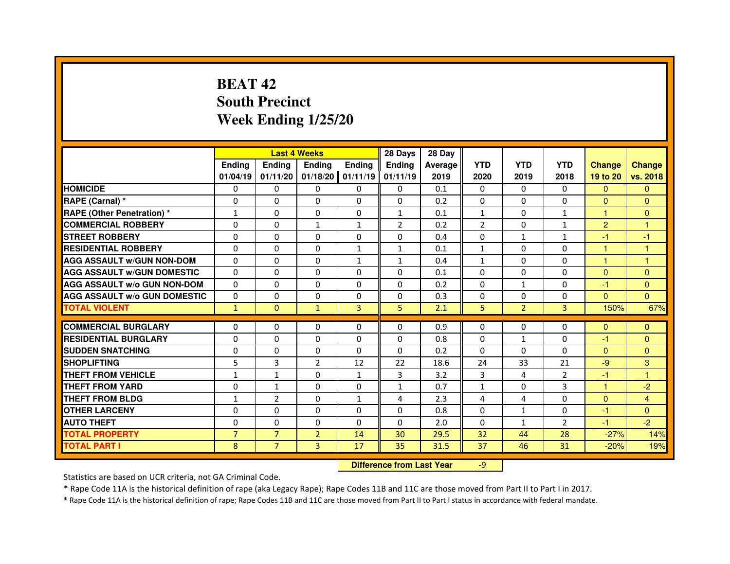# BEAT 42
# South Precinct
# Week Ending 1/25/20

| | Last 4 Weeks | | | | 28 Days | 28 Day | | | | | |
|---|---|---|---|---|---|---|---|---|---|---|---|
| | Ending 01/04/19 | Ending 01/11/20 | Ending 01/18/20 | Ending 01/11/19 | Ending 01/11/19 | Average 2019 | YTD 2020 | YTD 2019 | YTD 2018 | Change 19 to 20 | Change vs. 2018 |
| HOMICIDE | 0 | 0 | 0 | 0 | 0 | 0.1 | 0 | 0 | 0 | 0 | 0 |
| RAPE (Carnal) * | 0 | 0 | 0 | 0 | 0 | 0.2 | 0 | 0 | 0 | 0 | 0 |
| RAPE (Other Penetration) * | 1 | 0 | 0 | 0 | 1 | 0.1 | 1 | 0 | 1 | 1 | 0 |
| COMMERCIAL ROBBERY | 0 | 0 | 1 | 1 | 2 | 0.2 | 2 | 0 | 1 | 2 | 1 |
| STREET ROBBERY | 0 | 0 | 0 | 0 | 0 | 0.4 | 0 | 1 | 1 | -1 | -1 |
| RESIDENTIAL ROBBERY | 0 | 0 | 0 | 1 | 1 | 0.1 | 1 | 0 | 0 | 1 | 1 |
| AGG ASSAULT w/GUN NON-DOM | 0 | 0 | 0 | 1 | 1 | 0.4 | 1 | 0 | 0 | 1 | 1 |
| AGG ASSAULT w/GUN DOMESTIC | 0 | 0 | 0 | 0 | 0 | 0.1 | 0 | 0 | 0 | 0 | 0 |
| AGG ASSAULT w/o GUN NON-DOM | 0 | 0 | 0 | 0 | 0 | 0.2 | 0 | 1 | 0 | -1 | 0 |
| AGG ASSAULT w/o GUN DOMESTIC | 0 | 0 | 0 | 0 | 0 | 0.3 | 0 | 0 | 0 | 0 | 0 |
| TOTAL VIOLENT | 1 | 0 | 1 | 3 | 5 | 2.1 | 5 | 2 | 3 | 150% | 67% |
| COMMERCIAL BURGLARY | 0 | 0 | 0 | 0 | 0 | 0.9 | 0 | 0 | 0 | 0 | 0 |
| RESIDENTIAL BURGLARY | 0 | 0 | 0 | 0 | 0 | 0.8 | 0 | 1 | 0 | -1 | 0 |
| SUDDEN SNATCHING | 0 | 0 | 0 | 0 | 0 | 0.2 | 0 | 0 | 0 | 0 | 0 |
| SHOPLIFTING | 5 | 3 | 2 | 12 | 22 | 18.6 | 24 | 33 | 21 | -9 | 3 |
| THEFT FROM VEHICLE | 1 | 1 | 0 | 1 | 3 | 3.2 | 3 | 4 | 2 | -1 | 1 |
| THEFT FROM YARD | 0 | 1 | 0 | 0 | 1 | 0.7 | 1 | 0 | 3 | 1 | -2 |
| THEFT FROM BLDG | 1 | 2 | 0 | 1 | 4 | 2.3 | 4 | 4 | 0 | 0 | 4 |
| OTHER LARCENY | 0 | 0 | 0 | 0 | 0 | 0.8 | 0 | 1 | 0 | -1 | 0 |
| AUTO THEFT | 0 | 0 | 0 | 0 | 0 | 2.0 | 0 | 1 | 2 | -1 | -2 |
| TOTAL PROPERTY | 7 | 7 | 2 | 14 | 30 | 29.5 | 32 | 44 | 28 | -27% | 14% |
| TOTAL PART I | 8 | 7 | 3 | 17 | 35 | 31.5 | 37 | 46 | 31 | -20% | 19% |

**Difference from Last Year** -9

Statistics are based on UCR criteria, not GA Criminal Code.

* Rape Code 11A is the historical definition of rape (aka Legacy Rape); Rape Codes 11B and 11C are those moved from Part II to Part I in 2017.

* Rape Code 11A is the historical definition of rape; Rape Codes 11B and 11C are those moved from Part II to Part I status in accordance with federal mandate.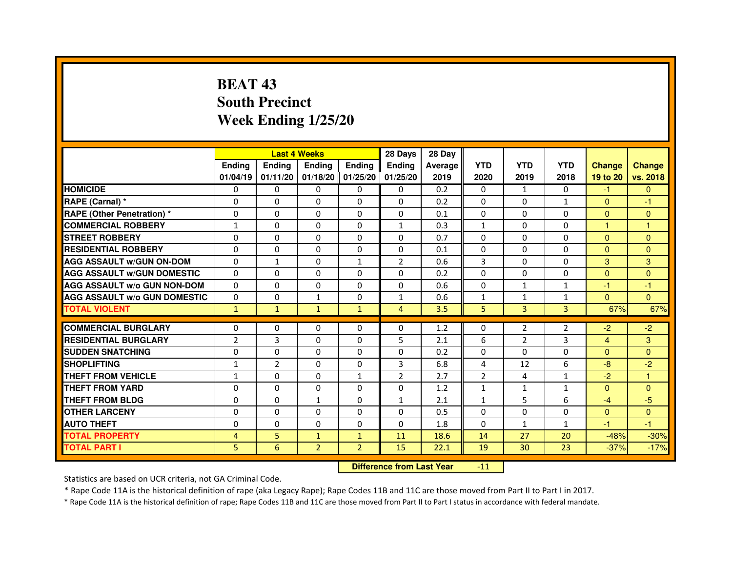# BEAT 43
## South Precinct
## Week Ending 1/25/20

| | Last 4 Weeks | | | | 28 Days | 28 Day | | | | | |
|---|---|---|---|---|---|---|---|---|---|---|---|
| | Ending 01/04/19 | Ending 01/11/20 | Ending 01/18/20 | Ending 01/25/20 | Ending 01/25/20 | Average 2019 | YTD 2020 | YTD 2019 | YTD 2018 | Change 19 to 20 | Change vs. 2018 |
| HOMICIDE | 0 | 0 | 0 | 0 | 0 | 0.2 | 0 | 1 | 0 | -1 | 0 |
| RAPE (Carnal) * | 0 | 0 | 0 | 0 | 0 | 0.2 | 0 | 0 | 1 | 0 | -1 |
| RAPE (Other Penetration) * | 0 | 0 | 0 | 0 | 0 | 0.1 | 0 | 0 | 0 | 0 | 0 |
| COMMERCIAL ROBBERY | 1 | 0 | 0 | 0 | 1 | 0.3 | 1 | 0 | 0 | 1 | 1 |
| STREET ROBBERY | 0 | 0 | 0 | 0 | 0 | 0.7 | 0 | 0 | 0 | 0 | 0 |
| RESIDENTIAL ROBBERY | 0 | 0 | 0 | 0 | 0 | 0.1 | 0 | 0 | 0 | 0 | 0 |
| AGG ASSAULT w/GUN ON-DOM | 0 | 1 | 0 | 1 | 2 | 0.6 | 3 | 0 | 0 | 3 | 3 |
| AGG ASSAULT w/GUN DOMESTIC | 0 | 0 | 0 | 0 | 0 | 0.2 | 0 | 0 | 0 | 0 | 0 |
| AGG ASSAULT w/o GUN NON-DOM | 0 | 0 | 0 | 0 | 0 | 0.6 | 0 | 1 | 1 | -1 | -1 |
| AGG ASSAULT w/o GUN DOMESTIC | 0 | 0 | 1 | 0 | 1 | 0.6 | 1 | 1 | 1 | 0 | 0 |
| TOTAL VIOLENT | 1 | 1 | 1 | 1 | 4 | 3.5 | 5 | 3 | 3 | 67% | 67% |
| COMMERCIAL BURGLARY | 0 | 0 | 0 | 0 | 0 | 1.2 | 0 | 2 | 2 | -2 | -2 |
| RESIDENTIAL BURGLARY | 2 | 3 | 0 | 0 | 5 | 2.1 | 6 | 2 | 3 | 4 | 3 |
| SUDDEN SNATCHING | 0 | 0 | 0 | 0 | 0 | 0.2 | 0 | 0 | 0 | 0 | 0 |
| SHOPLIFTING | 1 | 2 | 0 | 0 | 3 | 6.8 | 4 | 12 | 6 | -8 | -2 |
| THEFT FROM VEHICLE | 1 | 0 | 0 | 1 | 2 | 2.7 | 2 | 4 | 1 | -2 | 1 |
| THEFT FROM YARD | 0 | 0 | 0 | 0 | 0 | 1.2 | 1 | 1 | 1 | 0 | 0 |
| THEFT FROM BLDG | 0 | 0 | 1 | 0 | 1 | 2.1 | 1 | 5 | 6 | -4 | -5 |
| OTHER LARCENY | 0 | 0 | 0 | 0 | 0 | 0.5 | 0 | 0 | 0 | 0 | 0 |
| AUTO THEFT | 0 | 0 | 0 | 0 | 0 | 1.8 | 0 | 1 | 1 | -1 | -1 |
| TOTAL PROPERTY | 4 | 5 | 1 | 1 | 11 | 18.6 | 14 | 27 | 20 | -48% | -30% |
| TOTAL PART I | 5 | 6 | 2 | 2 | 15 | 22.1 | 19 | 30 | 23 | -37% | -17% |

**Difference from Last Year** -11

Statistics are based on UCR criteria, not GA Criminal Code.

* Rape Code 11A is the historical definition of rape (aka Legacy Rape); Rape Codes 11B and 11C are those moved from Part II to Part I in 2017.

* Rape Code 11A is the historical definition of rape; Rape Codes 11B and 11C are those moved from Part II to Part I status in accordance with federal mandate.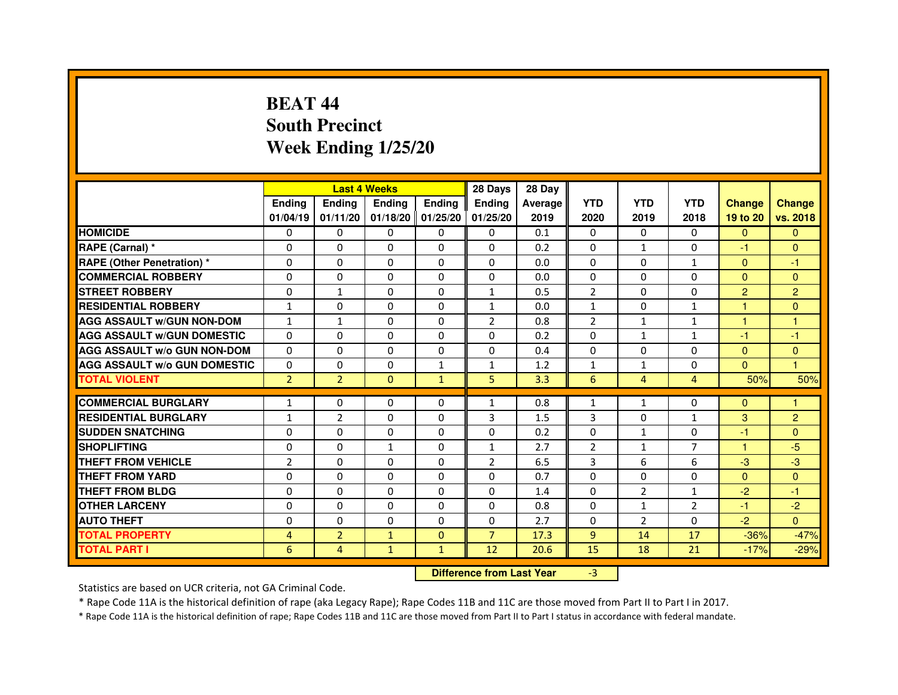# BEAT 44
# South Precinct
# Week Ending 1/25/20

| | Last 4 Weeks | | | | 28 Days | 28 Day | | | | | |
|---|---|---|---|---|---|---|---|---|---|---|---|
| | Ending 01/04/19 | Ending 01/11/20 | Ending 01/18/20 | Ending 01/25/20 | Ending 01/25/20 | Average 2019 | YTD 2020 | YTD 2019 | YTD 2018 | Change 19 to 20 | Change vs. 2018 |
| HOMICIDE | 0 | 0 | 0 | 0 | 0 | 0.1 | 0 | 0 | 0 | 0 | 0 |
| RAPE (Carnal) * | 0 | 0 | 0 | 0 | 0 | 0.2 | 0 | 1 | 0 | -1 | 0 |
| RAPE (Other Penetration) * | 0 | 0 | 0 | 0 | 0 | 0.0 | 0 | 0 | 1 | 0 | -1 |
| COMMERCIAL ROBBERY | 0 | 0 | 0 | 0 | 0 | 0.0 | 0 | 0 | 0 | 0 | 0 |
| STREET ROBBERY | 0 | 1 | 0 | 0 | 1 | 0.5 | 2 | 0 | 0 | 2 | 2 |
| RESIDENTIAL ROBBERY | 1 | 0 | 0 | 0 | 1 | 0.0 | 1 | 0 | 1 | 1 | 0 |
| AGG ASSAULT w/GUN NON-DOM | 1 | 1 | 0 | 0 | 2 | 0.8 | 2 | 1 | 1 | 1 | 1 |
| AGG ASSAULT w/GUN DOMESTIC | 0 | 0 | 0 | 0 | 0 | 0.2 | 0 | 1 | 1 | -1 | -1 |
| AGG ASSAULT w/o GUN NON-DOM | 0 | 0 | 0 | 0 | 0 | 0.4 | 0 | 0 | 0 | 0 | 0 |
| AGG ASSAULT w/o GUN DOMESTIC | 0 | 0 | 0 | 1 | 1 | 1.2 | 1 | 1 | 0 | 0 | 1 |
| TOTAL VIOLENT | 2 | 2 | 0 | 1 | 5 | 3.3 | 6 | 4 | 4 | 50% | 50% |
| COMMERCIAL BURGLARY | 1 | 0 | 0 | 0 | 1 | 0.8 | 1 | 1 | 0 | 0 | 1 |
| RESIDENTIAL BURGLARY | 1 | 2 | 0 | 0 | 3 | 1.5 | 3 | 0 | 1 | 3 | 2 |
| SUDDEN SNATCHING | 0 | 0 | 0 | 0 | 0 | 0.2 | 0 | 1 | 0 | -1 | 0 |
| SHOPLIFTING | 0 | 0 | 1 | 0 | 1 | 2.7 | 2 | 1 | 7 | 1 | -5 |
| THEFT FROM VEHICLE | 2 | 0 | 0 | 0 | 2 | 6.5 | 3 | 6 | 6 | -3 | -3 |
| THEFT FROM YARD | 0 | 0 | 0 | 0 | 0 | 0.7 | 0 | 0 | 0 | 0 | 0 |
| THEFT FROM BLDG | 0 | 0 | 0 | 0 | 0 | 1.4 | 0 | 2 | 1 | -2 | -1 |
| OTHER LARCENY | 0 | 0 | 0 | 0 | 0 | 0.8 | 0 | 1 | 2 | -1 | -2 |
| AUTO THEFT | 0 | 0 | 0 | 0 | 0 | 2.7 | 0 | 2 | 0 | -2 | 0 |
| TOTAL PROPERTY | 4 | 2 | 1 | 0 | 7 | 17.3 | 9 | 14 | 17 | -36% | -47% |
| TOTAL PART I | 6 | 4 | 1 | 1 | 12 | 20.6 | 15 | 18 | 21 | -17% | -29% |

**Difference from Last Year** -3

Statistics are based on UCR criteria, not GA Criminal Code.

* Rape Code 11A is the historical definition of rape (aka Legacy Rape); Rape Codes 11B and 11C are those moved from Part II to Part I in 2017.

* Rape Code 11A is the historical definition of rape; Rape Codes 11B and 11C are those moved from Part II to Part I status in accordance with federal mandate.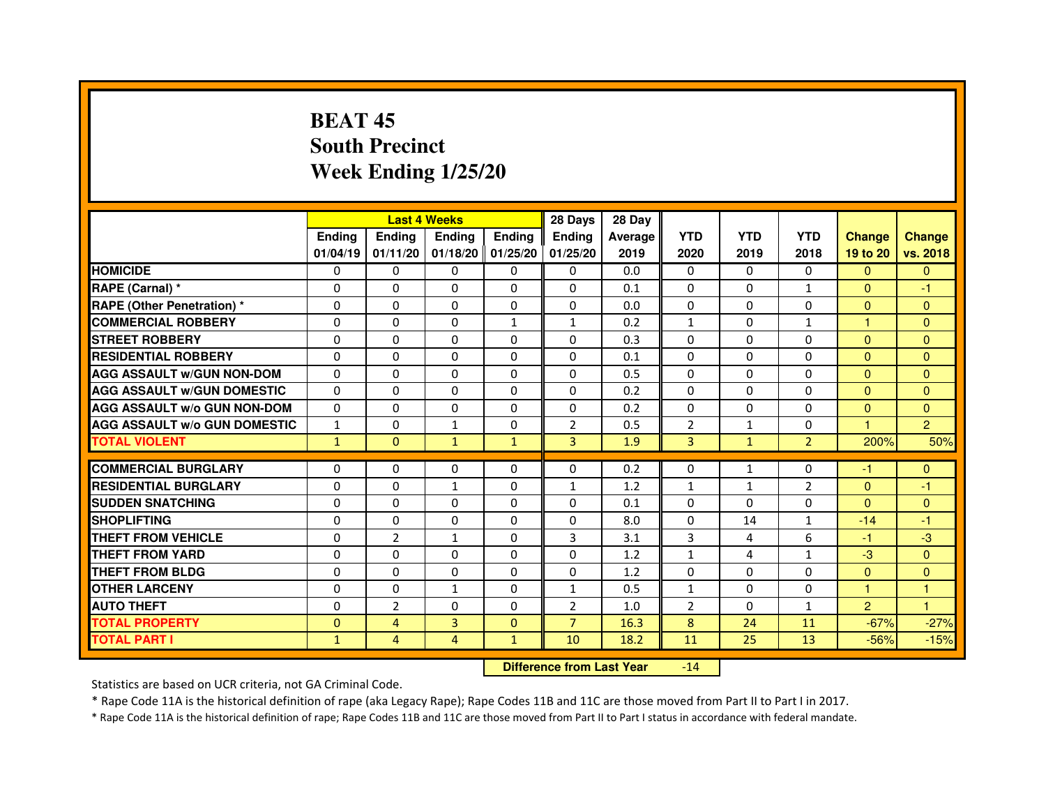# BEAT 45
## South Precinct
## Week Ending 1/25/20

| | Last 4 Weeks | | | | 28 Days | 28 Day | | | | | |
|---|---|---|---|---|---|---|---|---|---|---|---|
| | Ending 01/04/19 | Ending 01/11/20 | Ending 01/18/20 | Ending 01/25/20 | Ending 01/25/20 | Average 2019 | YTD 2020 | YTD 2019 | YTD 2018 | Change 19 to 20 | Change vs. 2018 |
| HOMICIDE | 0 | 0 | 0 | 0 | 0 | 0.0 | 0 | 0 | 0 | 0 | 0 |
| RAPE (Carnal) * | 0 | 0 | 0 | 0 | 0 | 0.1 | 0 | 0 | 1 | 0 | -1 |
| RAPE (Other Penetration) * | 0 | 0 | 0 | 0 | 0 | 0.0 | 0 | 0 | 0 | 0 | 0 |
| COMMERCIAL ROBBERY | 0 | 0 | 0 | 1 | 1 | 0.2 | 1 | 0 | 1 | 1 | 0 |
| STREET ROBBERY | 0 | 0 | 0 | 0 | 0 | 0.3 | 0 | 0 | 0 | 0 | 0 |
| RESIDENTIAL ROBBERY | 0 | 0 | 0 | 0 | 0 | 0.1 | 0 | 0 | 0 | 0 | 0 |
| AGG ASSAULT w/GUN NON-DOM | 0 | 0 | 0 | 0 | 0 | 0.5 | 0 | 0 | 0 | 0 | 0 |
| AGG ASSAULT w/GUN DOMESTIC | 0 | 0 | 0 | 0 | 0 | 0.2 | 0 | 0 | 0 | 0 | 0 |
| AGG ASSAULT w/o GUN NON-DOM | 0 | 0 | 0 | 0 | 0 | 0.2 | 0 | 0 | 0 | 0 | 0 |
| AGG ASSAULT w/o GUN DOMESTIC | 1 | 0 | 1 | 0 | 2 | 0.5 | 2 | 1 | 0 | 1 | 2 |
| TOTAL VIOLENT | 1 | 0 | 1 | 1 | 3 | 1.9 | 3 | 1 | 2 | 200% | 50% |
| COMMERCIAL BURGLARY | 0 | 0 | 0 | 0 | 0 | 0.2 | 0 | 1 | 0 | -1 | 0 |
| RESIDENTIAL BURGLARY | 0 | 0 | 1 | 0 | 1 | 1.2 | 1 | 1 | 2 | 0 | -1 |
| SUDDEN SNATCHING | 0 | 0 | 0 | 0 | 0 | 0.1 | 0 | 0 | 0 | 0 | 0 |
| SHOPLIFTING | 0 | 0 | 0 | 0 | 0 | 8.0 | 0 | 14 | 1 | -14 | -1 |
| THEFT FROM VEHICLE | 0 | 2 | 1 | 0 | 3 | 3.1 | 3 | 4 | 6 | -1 | -3 |
| THEFT FROM YARD | 0 | 0 | 0 | 0 | 0 | 1.2 | 1 | 4 | 1 | -3 | 0 |
| THEFT FROM BLDG | 0 | 0 | 0 | 0 | 0 | 1.2 | 0 | 0 | 0 | 0 | 0 |
| OTHER LARCENY | 0 | 0 | 1 | 0 | 1 | 0.5 | 1 | 0 | 0 | 1 | 1 |
| AUTO THEFT | 0 | 2 | 0 | 0 | 2 | 1.0 | 2 | 0 | 1 | 2 | 1 |
| TOTAL PROPERTY | 0 | 4 | 3 | 0 | 7 | 16.3 | 8 | 24 | 11 | -67% | -27% |
| TOTAL PART I | 1 | 4 | 4 | 1 | 10 | 18.2 | 11 | 25 | 13 | -56% | -15% |

**Difference from Last Year** -14

Statistics are based on UCR criteria, not GA Criminal Code.

* Rape Code 11A is the historical definition of rape (aka Legacy Rape); Rape Codes 11B and 11C are those moved from Part II to Part I in 2017.

* Rape Code 11A is the historical definition of rape; Rape Codes 11B and 11C are those moved from Part II to Part I status in accordance with federal mandate.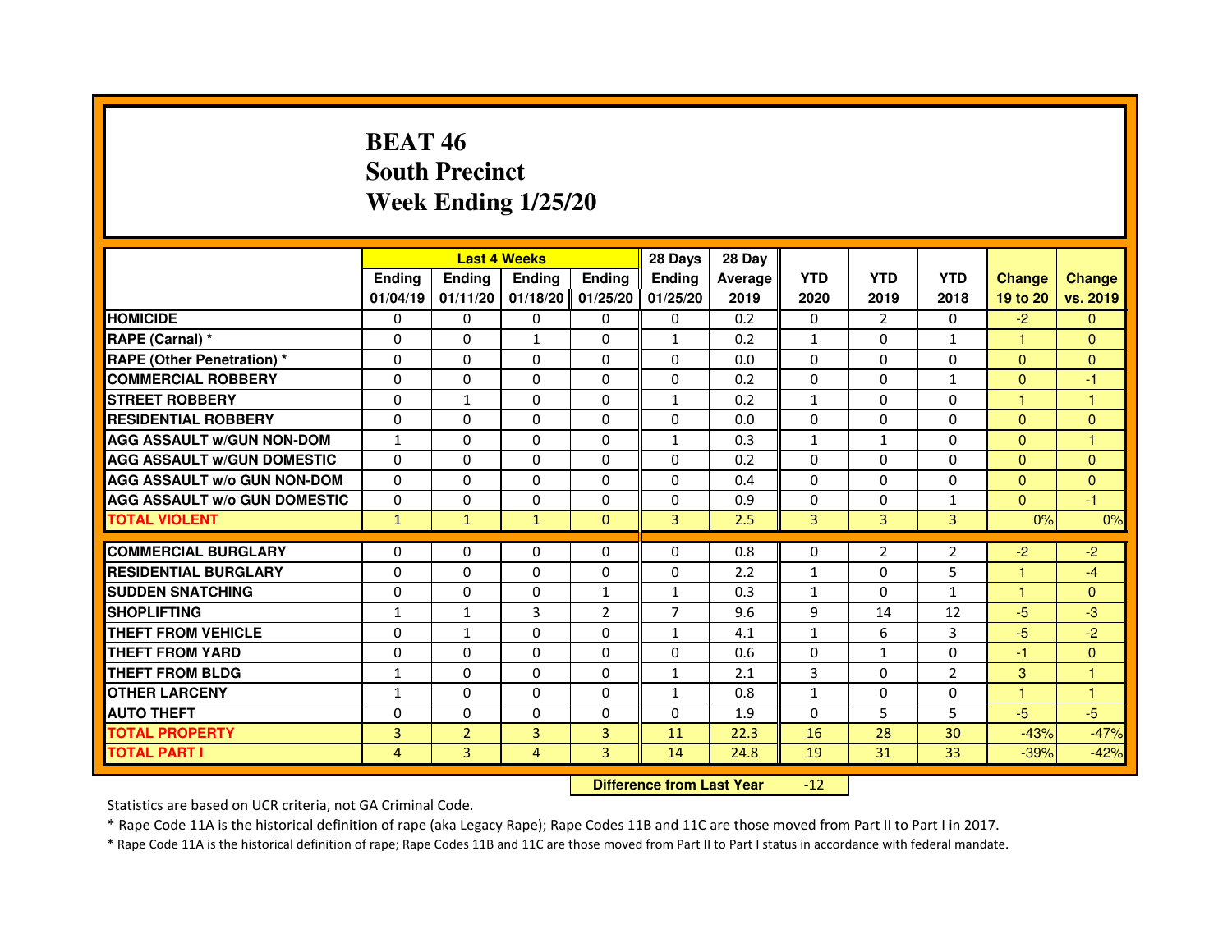# BEAT 46
# South Precinct
# Week Ending 1/25/20

| | Last 4 Weeks | | | | 28 Days | 28 Day | | | | | |
|---|---|---|---|---|---|---|---|---|---|---|---|
| | Ending 01/04/19 | Ending 01/11/20 | Ending 01/18/20 | Ending 01/25/20 | Ending 01/25/20 | Average 2019 | YTD 2020 | YTD 2019 | YTD 2018 | Change 19 to 20 | Change vs. 2019 |
| HOMICIDE | 0 | 0 | 0 | 0 | 0 | 0.2 | 0 | 2 | 0 | -2 | 0 |
| RAPE (Carnal) * | 0 | 0 | 1 | 0 | 1 | 0.2 | 1 | 0 | 1 | 1 | 0 |
| RAPE (Other Penetration) * | 0 | 0 | 0 | 0 | 0 | 0.0 | 0 | 0 | 0 | 0 | 0 |
| COMMERCIAL ROBBERY | 0 | 0 | 0 | 0 | 0 | 0.2 | 0 | 0 | 1 | 0 | -1 |
| STREET ROBBERY | 0 | 1 | 0 | 0 | 1 | 0.2 | 1 | 0 | 0 | 1 | 1 |
| RESIDENTIAL ROBBERY | 0 | 0 | 0 | 0 | 0 | 0.0 | 0 | 0 | 0 | 0 | 0 |
| AGG ASSAULT w/GUN NON-DOM | 1 | 0 | 0 | 0 | 1 | 0.3 | 1 | 1 | 0 | 0 | 1 |
| AGG ASSAULT w/GUN DOMESTIC | 0 | 0 | 0 | 0 | 0 | 0.2 | 0 | 0 | 0 | 0 | 0 |
| AGG ASSAULT w/o GUN NON-DOM | 0 | 0 | 0 | 0 | 0 | 0.4 | 0 | 0 | 0 | 0 | 0 |
| AGG ASSAULT w/o GUN DOMESTIC | 0 | 0 | 0 | 0 | 0 | 0.9 | 0 | 0 | 1 | 0 | -1 |
| TOTAL VIOLENT | 1 | 1 | 1 | 0 | 3 | 2.5 | 3 | 3 | 3 | 0% | 0% |
| COMMERCIAL BURGLARY | 0 | 0 | 0 | 0 | 0 | 0.8 | 0 | 2 | 2 | -2 | -2 |
| RESIDENTIAL BURGLARY | 0 | 0 | 0 | 0 | 0 | 2.2 | 1 | 0 | 5 | 1 | -4 |
| SUDDEN SNATCHING | 0 | 0 | 0 | 1 | 1 | 0.3 | 1 | 0 | 1 | 1 | 0 |
| SHOPLIFTING | 1 | 1 | 3 | 2 | 7 | 9.6 | 9 | 14 | 12 | -5 | -3 |
| THEFT FROM VEHICLE | 0 | 1 | 0 | 0 | 1 | 4.1 | 1 | 6 | 3 | -5 | -2 |
| THEFT FROM YARD | 0 | 0 | 0 | 0 | 0 | 0.6 | 0 | 1 | 0 | -1 | 0 |
| THEFT FROM BLDG | 1 | 0 | 0 | 0 | 1 | 2.1 | 3 | 0 | 2 | 3 | 1 |
| OTHER LARCENY | 1 | 0 | 0 | 0 | 1 | 0.8 | 1 | 0 | 0 | 1 | 1 |
| AUTO THEFT | 0 | 0 | 0 | 0 | 0 | 1.9 | 0 | 5 | 5 | -5 | -5 |
| TOTAL PROPERTY | 3 | 2 | 3 | 3 | 11 | 22.3 | 16 | 28 | 30 | -43% | -47% |
| TOTAL PART I | 4 | 3 | 4 | 3 | 14 | 24.8 | 19 | 31 | 33 | -39% | -42% |

**Difference from Last Year** -12

Statistics are based on UCR criteria, not GA Criminal Code.

* Rape Code 11A is the historical definition of rape (aka Legacy Rape); Rape Codes 11B and 11C are those moved from Part II to Part I in 2017.

* Rape Code 11A is the historical definition of rape; Rape Codes 11B and 11C are those moved from Part II to Part I status in accordance with federal mandate.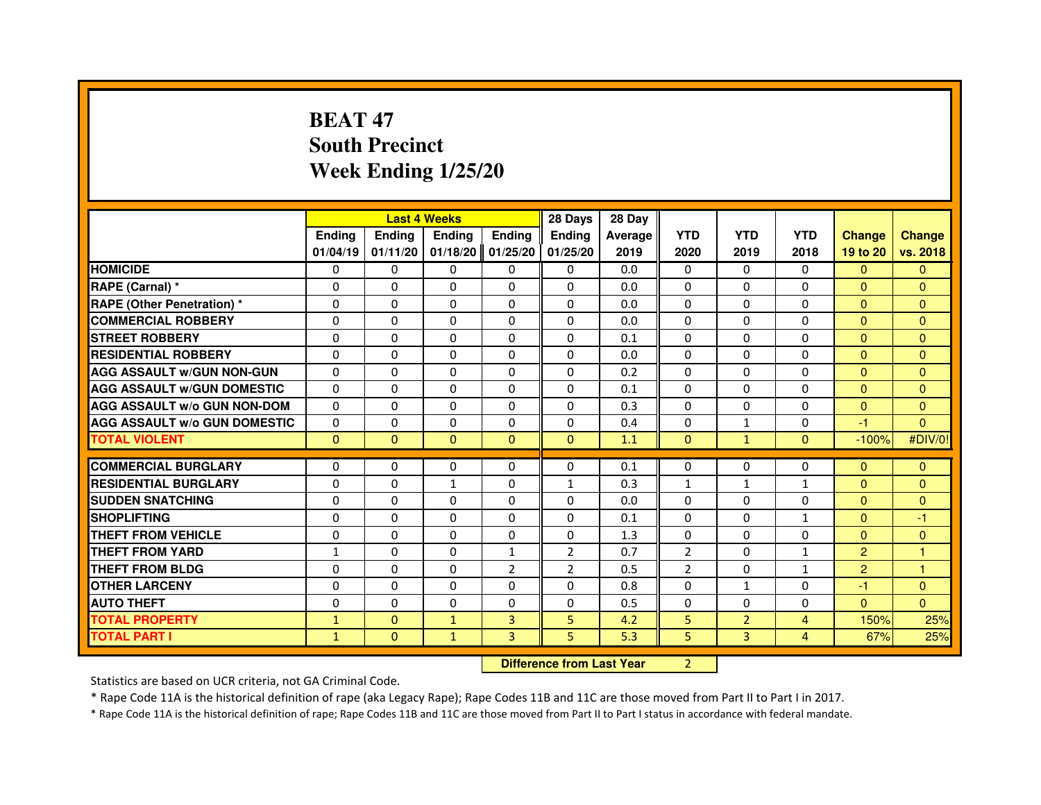# BEAT 47
# South Precinct
# Week Ending 1/25/20

| | Last 4 Weeks | | | | 28 Days | 28 Day | | | | | |
|---|---|---|---|---|---|---|---|---|---|---|---|
| | Ending 01/04/19 | Ending 01/11/20 | Ending 01/18/20 | Ending 01/25/20 | Ending 01/25/20 | Average 2019 | YTD 2020 | YTD 2019 | YTD 2018 | Change 19 to 20 | Change vs. 2018 |
| HOMICIDE | 0 | 0 | 0 | 0 | 0 | 0.0 | 0 | 0 | 0 | 0 | 0 |
| RAPE (Carnal) * | 0 | 0 | 0 | 0 | 0 | 0.0 | 0 | 0 | 0 | 0 | 0 |
| RAPE (Other Penetration) * | 0 | 0 | 0 | 0 | 0 | 0.0 | 0 | 0 | 0 | 0 | 0 |
| COMMERCIAL ROBBERY | 0 | 0 | 0 | 0 | 0 | 0.0 | 0 | 0 | 0 | 0 | 0 |
| STREET ROBBERY | 0 | 0 | 0 | 0 | 0 | 0.1 | 0 | 0 | 0 | 0 | 0 |
| RESIDENTIAL ROBBERY | 0 | 0 | 0 | 0 | 0 | 0.0 | 0 | 0 | 0 | 0 | 0 |
| AGG ASSAULT w/GUN NON-GUN | 0 | 0 | 0 | 0 | 0 | 0.2 | 0 | 0 | 0 | 0 | 0 |
| AGG ASSAULT w/GUN DOMESTIC | 0 | 0 | 0 | 0 | 0 | 0.1 | 0 | 0 | 0 | 0 | 0 |
| AGG ASSAULT w/o GUN NON-DOM | 0 | 0 | 0 | 0 | 0 | 0.3 | 0 | 0 | 0 | 0 | 0 |
| AGG ASSAULT w/o GUN DOMESTIC | 0 | 0 | 0 | 0 | 0 | 0.4 | 0 | 1 | 0 | -1 | 0 |
| TOTAL VIOLENT | 0 | 0 | 0 | 0 | 0 | 1.1 | 0 | 1 | 0 | -100% | #DIV/0! |
| COMMERCIAL BURGLARY | 0 | 0 | 0 | 0 | 0 | 0.1 | 0 | 0 | 0 | 0 | 0 |
| RESIDENTIAL BURGLARY | 0 | 0 | 1 | 0 | 1 | 0.3 | 1 | 1 | 1 | 0 | 0 |
| SUDDEN SNATCHING | 0 | 0 | 0 | 0 | 0 | 0.0 | 0 | 0 | 0 | 0 | 0 |
| SHOPLIFTING | 0 | 0 | 0 | 0 | 0 | 0.1 | 0 | 0 | 1 | 0 | -1 |
| THEFT FROM VEHICLE | 0 | 0 | 0 | 0 | 0 | 1.3 | 0 | 0 | 0 | 0 | 0 |
| THEFT FROM YARD | 1 | 0 | 0 | 1 | 2 | 0.7 | 2 | 0 | 1 | 2 | 1 |
| THEFT FROM BLDG | 0 | 0 | 0 | 2 | 2 | 0.5 | 2 | 0 | 1 | 2 | 1 |
| OTHER LARCENY | 0 | 0 | 0 | 0 | 0 | 0.8 | 0 | 1 | 0 | -1 | 0 |
| AUTO THEFT | 0 | 0 | 0 | 0 | 0 | 0.5 | 0 | 0 | 0 | 0 | 0 |
| TOTAL PROPERTY | 1 | 0 | 1 | 3 | 5 | 4.2 | 5 | 2 | 4 | 150% | 25% |
| TOTAL PART I | 1 | 0 | 1 | 3 | 5 | 5.3 | 5 | 3 | 4 | 67% | 25% |

**Difference from Last Year** 2

Statistics are based on UCR criteria, not GA Criminal Code.

* Rape Code 11A is the historical definition of rape (aka Legacy Rape); Rape Codes 11B and 11C are those moved from Part II to Part I in 2017.

* Rape Code 11A is the historical definition of rape; Rape Codes 11B and 11C are those moved from Part II to Part I status in accordance with federal mandate.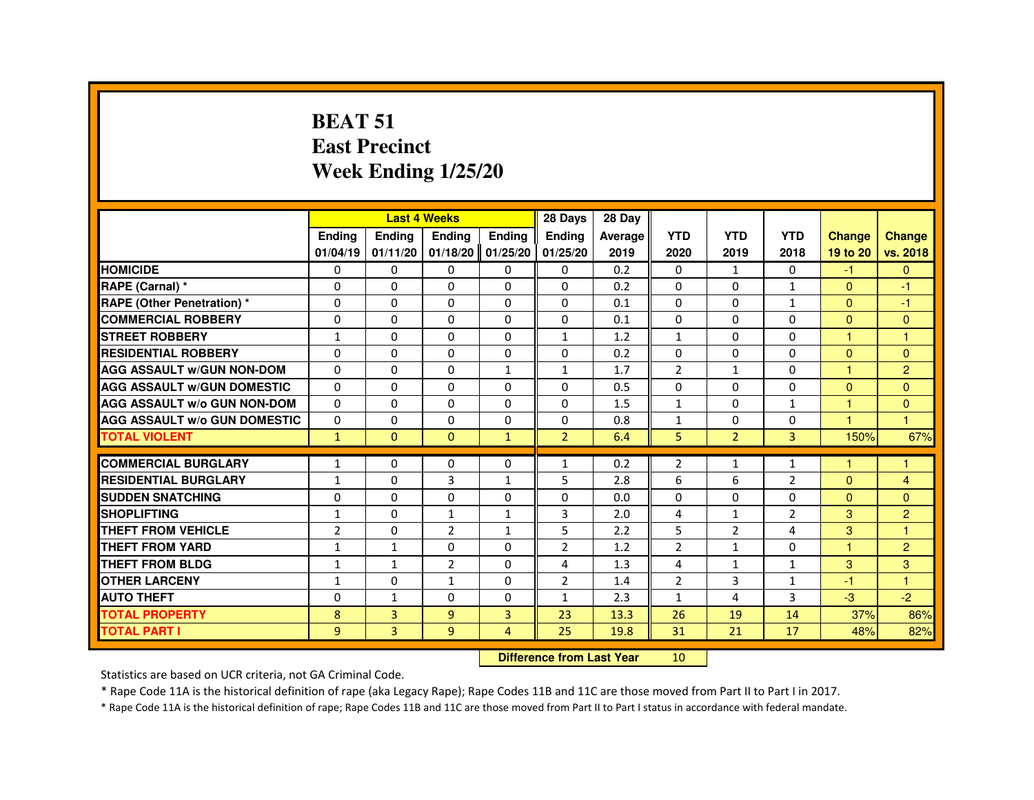# BEAT 51
# East Precinct
# Week Ending 1/25/20

| | Last 4 Weeks | | | | 28 Days | 28 Day | | | | | |
|---|---|---|---|---|---|---|---|---|---|---|---|
| | Ending 01/04/19 | Ending 01/11/20 | Ending 01/18/20 | Ending 01/25/20 | Ending 01/25/20 | Average 2019 | YTD 2020 | YTD 2019 | YTD 2018 | Change 19 to 20 | Change vs. 2018 |
| HOMICIDE | 0 | 0 | 0 | 0 | 0 | 0.2 | 0 | 1 | 0 | -1 | 0 |
| RAPE (Carnal) * | 0 | 0 | 0 | 0 | 0 | 0.2 | 0 | 0 | 1 | 0 | -1 |
| RAPE (Other Penetration) * | 0 | 0 | 0 | 0 | 0 | 0.1 | 0 | 0 | 1 | 0 | -1 |
| COMMERCIAL ROBBERY | 0 | 0 | 0 | 0 | 0 | 0.1 | 0 | 0 | 0 | 0 | 0 |
| STREET ROBBERY | 1 | 0 | 0 | 0 | 1 | 1.2 | 1 | 0 | 0 | 1 | 1 |
| RESIDENTIAL ROBBERY | 0 | 0 | 0 | 0 | 0 | 0.2 | 0 | 0 | 0 | 0 | 0 |
| AGG ASSAULT w/GUN NON-DOM | 0 | 0 | 0 | 1 | 1 | 1.7 | 2 | 1 | 0 | 1 | 2 |
| AGG ASSAULT w/GUN DOMESTIC | 0 | 0 | 0 | 0 | 0 | 0.5 | 0 | 0 | 0 | 0 | 0 |
| AGG ASSAULT w/o GUN NON-DOM | 0 | 0 | 0 | 0 | 0 | 1.5 | 1 | 0 | 1 | 1 | 0 |
| AGG ASSAULT w/o GUN DOMESTIC | 0 | 0 | 0 | 0 | 0 | 0.8 | 1 | 0 | 0 | 1 | 1 |
| TOTAL VIOLENT | 1 | 0 | 0 | 1 | 2 | 6.4 | 5 | 2 | 3 | 150% | 67% |
| COMMERCIAL BURGLARY | 1 | 0 | 0 | 0 | 1 | 0.2 | 2 | 1 | 1 | 1 | 1 |
| RESIDENTIAL BURGLARY | 1 | 0 | 3 | 1 | 5 | 2.8 | 6 | 6 | 2 | 0 | 4 |
| SUDDEN SNATCHING | 0 | 0 | 0 | 0 | 0 | 0.0 | 0 | 0 | 0 | 0 | 0 |
| SHOPLIFTING | 1 | 0 | 1 | 1 | 3 | 2.0 | 4 | 1 | 2 | 3 | 2 |
| THEFT FROM VEHICLE | 2 | 0 | 2 | 1 | 5 | 2.2 | 5 | 2 | 4 | 3 | 1 |
| THEFT FROM YARD | 1 | 1 | 0 | 0 | 2 | 1.2 | 2 | 1 | 0 | 1 | 2 |
| THEFT FROM BLDG | 1 | 1 | 2 | 0 | 4 | 1.3 | 4 | 1 | 1 | 3 | 3 |
| OTHER LARCENY | 1 | 0 | 1 | 0 | 2 | 1.4 | 2 | 3 | 1 | -1 | 1 |
| AUTO THEFT | 0 | 1 | 0 | 0 | 1 | 2.3 | 1 | 4 | 3 | -3 | -2 |
| TOTAL PROPERTY | 8 | 3 | 9 | 3 | 23 | 13.3 | 26 | 19 | 14 | 37% | 86% |
| TOTAL PART I | 9 | 3 | 9 | 4 | 25 | 19.8 | 31 | 21 | 17 | 48% | 82% |

**Difference from Last Year** 10

Statistics are based on UCR criteria, not GA Criminal Code.

* Rape Code 11A is the historical definition of rape (aka Legacy Rape); Rape Codes 11B and 11C are those moved from Part II to Part I in 2017.

* Rape Code 11A is the historical definition of rape; Rape Codes 11B and 11C are those moved from Part II to Part I status in accordance with federal mandate.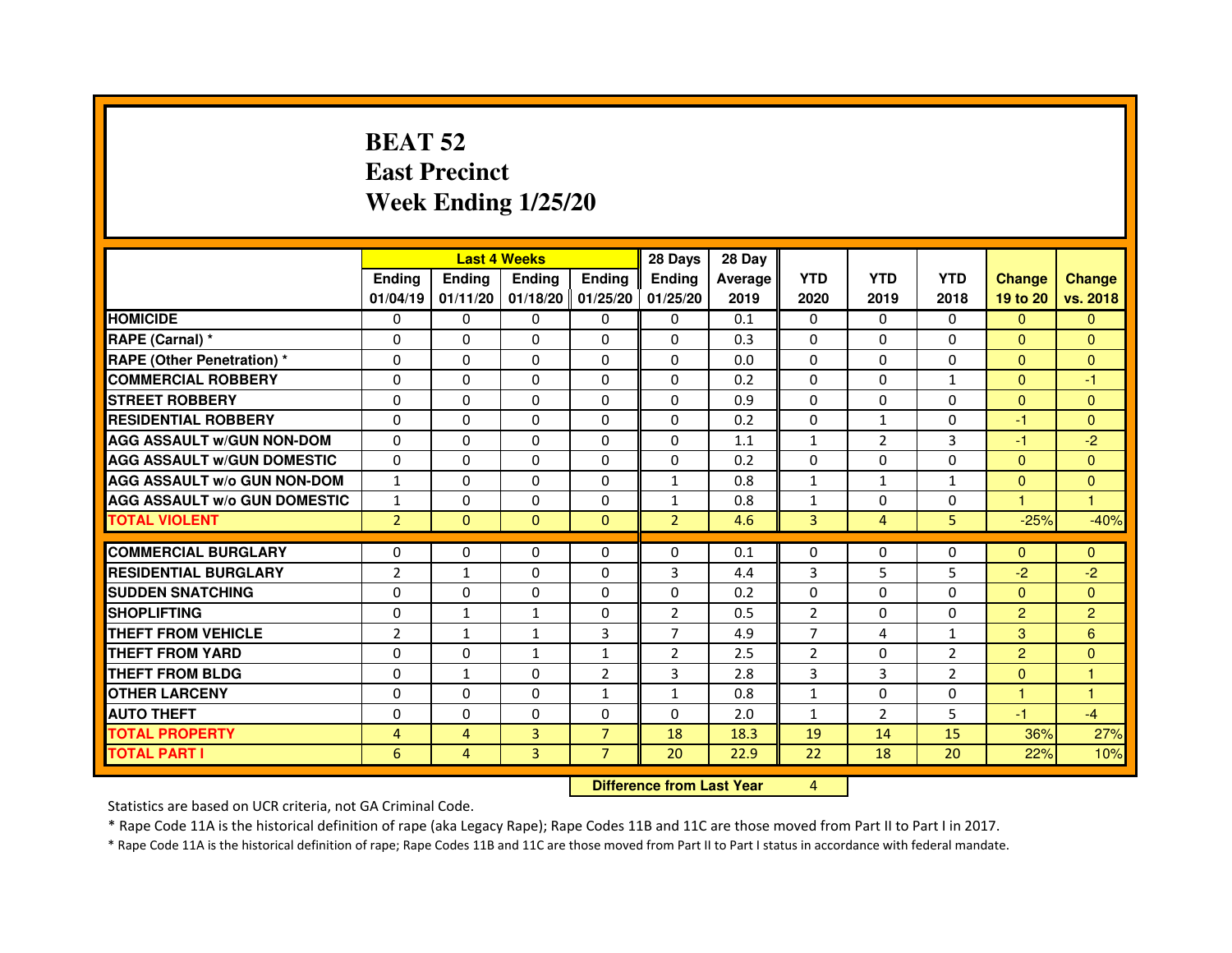# BEAT 52
# East Precinct
# Week Ending 1/25/20

| | Last 4 Weeks | | | | 28 Days | 28 Day | | | | | |
|---|---|---|---|---|---|---|---|---|---|---|---|
| | Ending 01/04/19 | Ending 01/11/20 | Ending 01/18/20 | Ending 01/25/20 | Ending 01/25/20 | Average 2019 | YTD 2020 | YTD 2019 | YTD 2018 | Change 19 to 20 | Change vs. 2018 |
| HOMICIDE | 0 | 0 | 0 | 0 | 0 | 0.1 | 0 | 0 | 0 | 0 | 0 |
| RAPE (Carnal) * | 0 | 0 | 0 | 0 | 0 | 0.3 | 0 | 0 | 0 | 0 | 0 |
| RAPE (Other Penetration) * | 0 | 0 | 0 | 0 | 0 | 0.0 | 0 | 0 | 0 | 0 | 0 |
| COMMERCIAL ROBBERY | 0 | 0 | 0 | 0 | 0 | 0.2 | 0 | 0 | 1 | 0 | -1 |
| STREET ROBBERY | 0 | 0 | 0 | 0 | 0 | 0.9 | 0 | 0 | 0 | 0 | 0 |
| RESIDENTIAL ROBBERY | 0 | 0 | 0 | 0 | 0 | 0.2 | 0 | 1 | 0 | -1 | 0 |
| AGG ASSAULT w/GUN NON-DOM | 0 | 0 | 0 | 0 | 0 | 1.1 | 1 | 2 | 3 | -1 | -2 |
| AGG ASSAULT w/GUN DOMESTIC | 0 | 0 | 0 | 0 | 0 | 0.2 | 0 | 0 | 0 | 0 | 0 |
| AGG ASSAULT w/o GUN NON-DOM | 1 | 0 | 0 | 0 | 1 | 0.8 | 1 | 1 | 1 | 0 | 0 |
| AGG ASSAULT w/o GUN DOMESTIC | 1 | 0 | 0 | 0 | 1 | 0.8 | 1 | 0 | 0 | 1 | 1 |
| TOTAL VIOLENT | 2 | 0 | 0 | 0 | 2 | 4.6 | 3 | 4 | 5 | -25% | -40% |
| COMMERCIAL BURGLARY | 0 | 0 | 0 | 0 | 0 | 0.1 | 0 | 0 | 0 | 0 | 0 |
| RESIDENTIAL BURGLARY | 2 | 1 | 0 | 0 | 3 | 4.4 | 3 | 5 | 5 | -2 | -2 |
| SUDDEN SNATCHING | 0 | 0 | 0 | 0 | 0 | 0.2 | 0 | 0 | 0 | 0 | 0 |
| SHOPLIFTING | 0 | 1 | 1 | 0 | 2 | 0.5 | 2 | 0 | 0 | 2 | 2 |
| THEFT FROM VEHICLE | 2 | 1 | 1 | 3 | 7 | 4.9 | 7 | 4 | 1 | 3 | 6 |
| THEFT FROM YARD | 0 | 0 | 1 | 1 | 2 | 2.5 | 2 | 0 | 2 | 2 | 0 |
| THEFT FROM BLDG | 0 | 1 | 0 | 2 | 3 | 2.8 | 3 | 3 | 2 | 0 | 1 |
| OTHER LARCENY | 0 | 0 | 0 | 1 | 1 | 0.8 | 1 | 0 | 0 | 1 | 1 |
| AUTO THEFT | 0 | 0 | 0 | 0 | 0 | 2.0 | 1 | 2 | 5 | -1 | -4 |
| TOTAL PROPERTY | 4 | 4 | 3 | 7 | 18 | 18.3 | 19 | 14 | 15 | 36% | 27% |
| TOTAL PART I | 6 | 4 | 3 | 7 | 20 | 22.9 | 22 | 18 | 20 | 22% | 10% |

**Difference from Last Year** 4

Statistics are based on UCR criteria, not GA Criminal Code.

* Rape Code 11A is the historical definition of rape (aka Legacy Rape); Rape Codes 11B and 11C are those moved from Part II to Part I in 2017.

* Rape Code 11A is the historical definition of rape; Rape Codes 11B and 11C are those moved from Part II to Part I status in accordance with federal mandate.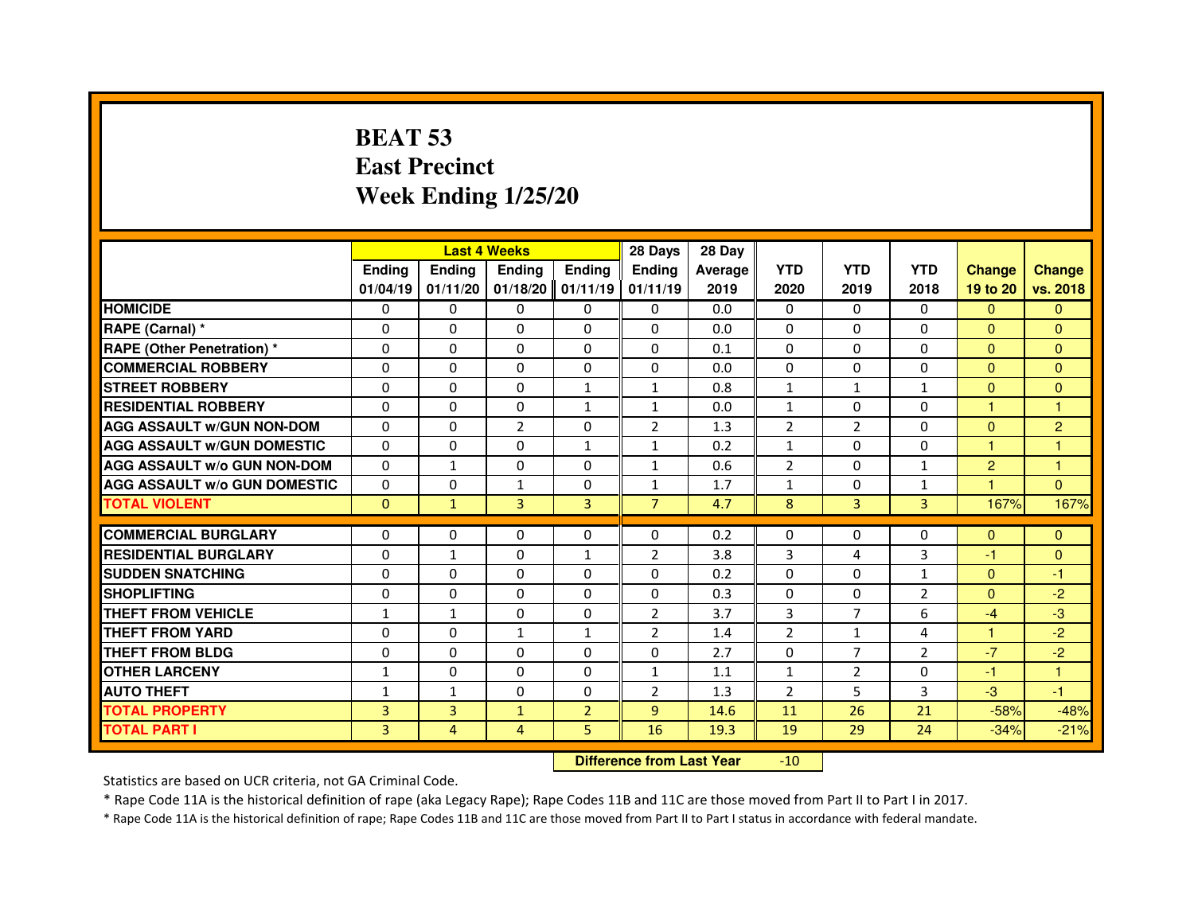# BEAT 53
# East Precinct
# Week Ending 1/25/20

| | Last 4 Weeks | | | | 28 Days | 28 Day | | | | | |
|---|---|---|---|---|---|---|---|---|---|---|---|
| | Ending 01/04/19 | Ending 01/11/20 | Ending 01/18/20 | Ending 01/11/19 | Ending 01/11/19 | Average 2019 | YTD 2020 | YTD 2019 | YTD 2018 | Change 19 to 20 | Change vs. 2018 |
| HOMICIDE | 0 | 0 | 0 | 0 | 0 | 0.0 | 0 | 0 | 0 | 0 | 0 |
| RAPE (Carnal) * | 0 | 0 | 0 | 0 | 0 | 0.0 | 0 | 0 | 0 | 0 | 0 |
| RAPE (Other Penetration) * | 0 | 0 | 0 | 0 | 0 | 0.1 | 0 | 0 | 0 | 0 | 0 |
| COMMERCIAL ROBBERY | 0 | 0 | 0 | 0 | 0 | 0.0 | 0 | 0 | 0 | 0 | 0 |
| STREET ROBBERY | 0 | 0 | 0 | 1 | 1 | 0.8 | 1 | 1 | 1 | 0 | 0 |
| RESIDENTIAL ROBBERY | 0 | 0 | 0 | 1 | 1 | 0.0 | 1 | 0 | 0 | 1 | 1 |
| AGG ASSAULT w/GUN NON-DOM | 0 | 0 | 2 | 0 | 2 | 1.3 | 2 | 2 | 0 | 0 | 2 |
| AGG ASSAULT w/GUN DOMESTIC | 0 | 0 | 0 | 1 | 1 | 0.2 | 1 | 0 | 0 | 1 | 1 |
| AGG ASSAULT w/o GUN NON-DOM | 0 | 1 | 0 | 0 | 1 | 0.6 | 2 | 0 | 1 | 2 | 1 |
| AGG ASSAULT w/o GUN DOMESTIC | 0 | 0 | 1 | 0 | 1 | 1.7 | 1 | 0 | 1 | 1 | 0 |
| TOTAL VIOLENT | 0 | 1 | 3 | 3 | 7 | 4.7 | 8 | 3 | 3 | 167% | 167% |
| COMMERCIAL BURGLARY | 0 | 0 | 0 | 0 | 0 | 0.2 | 0 | 0 | 0 | 0 | 0 |
| RESIDENTIAL BURGLARY | 0 | 1 | 0 | 1 | 2 | 3.8 | 3 | 4 | 3 | -1 | 0 |
| SUDDEN SNATCHING | 0 | 0 | 0 | 0 | 0 | 0.2 | 0 | 0 | 1 | 0 | -1 |
| SHOPLIFTING | 0 | 0 | 0 | 0 | 0 | 0.3 | 0 | 0 | 2 | 0 | -2 |
| THEFT FROM VEHICLE | 1 | 1 | 0 | 0 | 2 | 3.7 | 3 | 7 | 6 | -4 | -3 |
| THEFT FROM YARD | 0 | 0 | 1 | 1 | 2 | 1.4 | 2 | 1 | 4 | 1 | -2 |
| THEFT FROM BLDG | 0 | 0 | 0 | 0 | 0 | 2.7 | 0 | 7 | 2 | -7 | -2 |
| OTHER LARCENY | 1 | 0 | 0 | 0 | 1 | 1.1 | 1 | 2 | 0 | -1 | 1 |
| AUTO THEFT | 1 | 1 | 0 | 0 | 2 | 1.3 | 2 | 5 | 3 | -3 | -1 |
| TOTAL PROPERTY | 3 | 3 | 1 | 2 | 9 | 14.6 | 11 | 26 | 21 | -58% | -48% |
| TOTAL PART I | 3 | 4 | 4 | 5 | 16 | 19.3 | 19 | 29 | 24 | -34% | -21% |

**Difference from Last Year** -10

Statistics are based on UCR criteria, not GA Criminal Code.

* Rape Code 11A is the historical definition of rape (aka Legacy Rape); Rape Codes 11B and 11C are those moved from Part II to Part I in 2017.

* Rape Code 11A is the historical definition of rape; Rape Codes 11B and 11C are those moved from Part II to Part I status in accordance with federal mandate.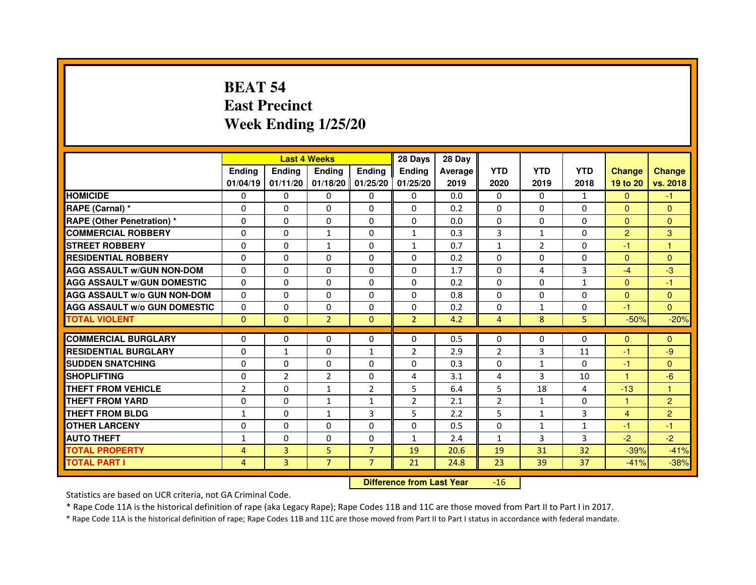# BEAT 54
# East Precinct
# Week Ending 1/25/20

| | Last 4 Weeks | | | | 28 Days | 28 Day | | | | | |
|---|---|---|---|---|---|---|---|---|---|---|---|
| | Ending 01/04/19 | Ending 01/11/20 | Ending 01/18/20 | Ending 01/25/20 | Ending 01/25/20 | Average 2019 | YTD 2020 | YTD 2019 | YTD 2018 | Change 19 to 20 | Change vs. 2018 |
| HOMICIDE | 0 | 0 | 0 | 0 | 0 | 0.0 | 0 | 0 | 1 | 0 | -1 |
| RAPE (Carnal) * | 0 | 0 | 0 | 0 | 0 | 0.2 | 0 | 0 | 0 | 0 | 0 |
| RAPE (Other Penetration) * | 0 | 0 | 0 | 0 | 0 | 0.0 | 0 | 0 | 0 | 0 | 0 |
| COMMERCIAL ROBBERY | 0 | 0 | 1 | 0 | 1 | 0.3 | 3 | 1 | 0 | 2 | 3 |
| STREET ROBBERY | 0 | 0 | 1 | 0 | 1 | 0.7 | 1 | 2 | 0 | -1 | 1 |
| RESIDENTIAL ROBBERY | 0 | 0 | 0 | 0 | 0 | 0.2 | 0 | 0 | 0 | 0 | 0 |
| AGG ASSAULT w/GUN NON-DOM | 0 | 0 | 0 | 0 | 0 | 1.7 | 0 | 4 | 3 | -4 | -3 |
| AGG ASSAULT w/GUN DOMESTIC | 0 | 0 | 0 | 0 | 0 | 0.2 | 0 | 0 | 1 | 0 | -1 |
| AGG ASSAULT w/o GUN NON-DOM | 0 | 0 | 0 | 0 | 0 | 0.8 | 0 | 0 | 0 | 0 | 0 |
| AGG ASSAULT w/o GUN DOMESTIC | 0 | 0 | 0 | 0 | 0 | 0.2 | 0 | 1 | 0 | -1 | 0 |
| TOTAL VIOLENT | 0 | 0 | 2 | 0 | 2 | 4.2 | 4 | 8 | 5 | -50% | -20% |
| COMMERCIAL BURGLARY | 0 | 0 | 0 | 0 | 0 | 0.5 | 0 | 0 | 0 | 0 | 0 |
| RESIDENTIAL BURGLARY | 0 | 1 | 0 | 1 | 2 | 2.9 | 2 | 3 | 11 | -1 | -9 |
| SUDDEN SNATCHING | 0 | 0 | 0 | 0 | 0 | 0.3 | 0 | 1 | 0 | -1 | 0 |
| SHOPLIFTING | 0 | 2 | 2 | 0 | 4 | 3.1 | 4 | 3 | 10 | 1 | -6 |
| THEFT FROM VEHICLE | 2 | 0 | 1 | 2 | 5 | 6.4 | 5 | 18 | 4 | -13 | 1 |
| THEFT FROM YARD | 0 | 0 | 1 | 1 | 2 | 2.1 | 2 | 1 | 0 | 1 | 2 |
| THEFT FROM BLDG | 1 | 0 | 1 | 3 | 5 | 2.2 | 5 | 1 | 3 | 4 | 2 |
| OTHER LARCENY | 0 | 0 | 0 | 0 | 0 | 0.5 | 0 | 1 | 1 | -1 | -1 |
| AUTO THEFT | 1 | 0 | 0 | 0 | 1 | 2.4 | 1 | 3 | 3 | -2 | -2 |
| TOTAL PROPERTY | 4 | 3 | 5 | 7 | 19 | 20.6 | 19 | 31 | 32 | -39% | -41% |
| TOTAL PART I | 4 | 3 | 7 | 7 | 21 | 24.8 | 23 | 39 | 37 | -41% | -38% |

**Difference from Last Year** -16

Statistics are based on UCR criteria, not GA Criminal Code.

* Rape Code 11A is the historical definition of rape (aka Legacy Rape); Rape Codes 11B and 11C are those moved from Part II to Part I in 2017.

* Rape Code 11A is the historical definition of rape; Rape Codes 11B and 11C are those moved from Part II to Part I status in accordance with federal mandate.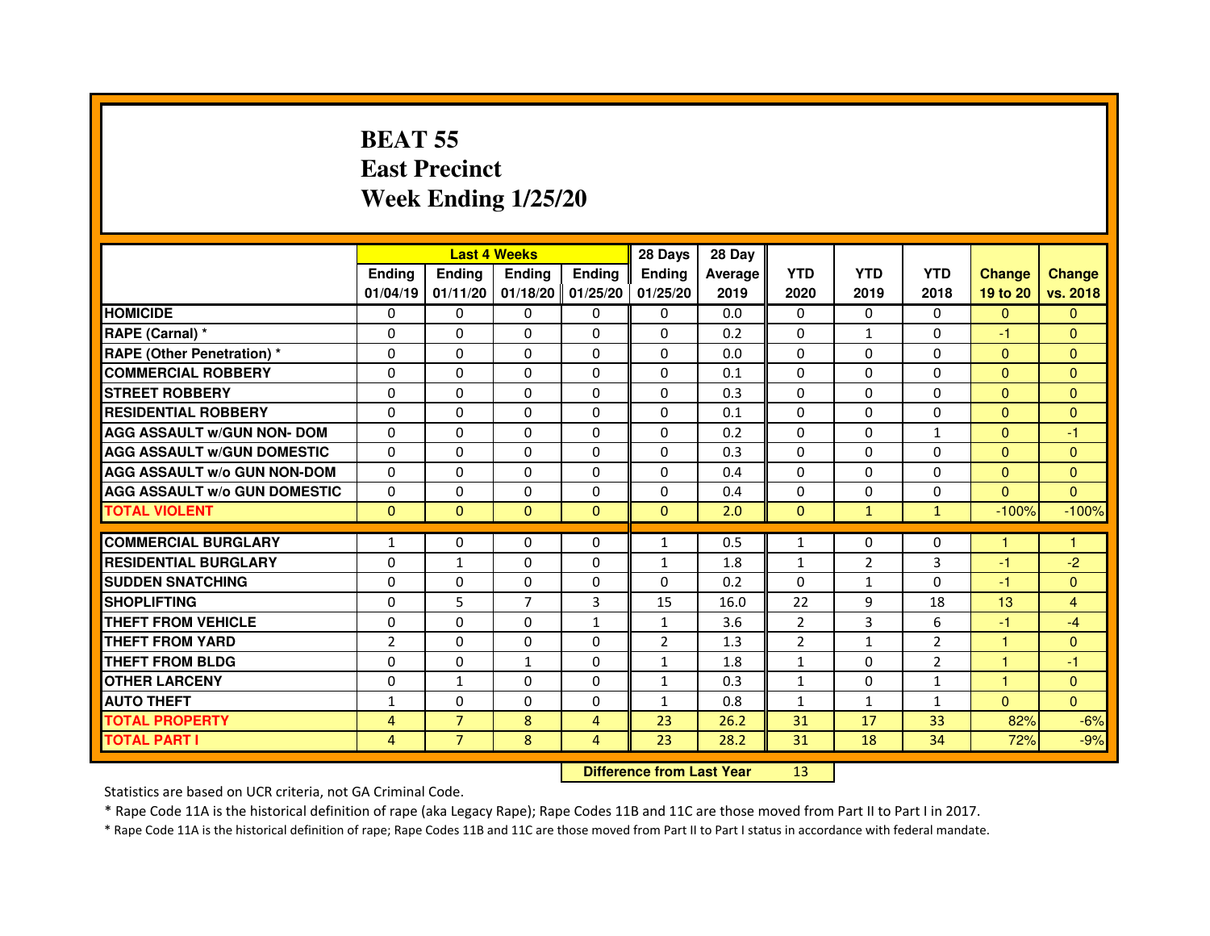# BEAT 55
# East Precinct
# Week Ending 1/25/20

| | Last 4 Weeks | | | | 28 Days | 28 Day | | | | | |
|---|---|---|---|---|---|---|---|---|---|---|---|
| | Ending 01/04/19 | Ending 01/11/20 | Ending 01/18/20 | Ending 01/25/20 | Ending 01/25/20 | Average 2019 | YTD 2020 | YTD 2019 | YTD 2018 | Change 19 to 20 | Change vs. 2018 |
| HOMICIDE | 0 | 0 | 0 | 0 | 0 | 0.0 | 0 | 0 | 0 | 0 | 0 |
| RAPE (Carnal) * | 0 | 0 | 0 | 0 | 0 | 0.2 | 0 | 1 | 0 | -1 | 0 |
| RAPE (Other Penetration) * | 0 | 0 | 0 | 0 | 0 | 0.0 | 0 | 0 | 0 | 0 | 0 |
| COMMERCIAL ROBBERY | 0 | 0 | 0 | 0 | 0 | 0.1 | 0 | 0 | 0 | 0 | 0 |
| STREET ROBBERY | 0 | 0 | 0 | 0 | 0 | 0.3 | 0 | 0 | 0 | 0 | 0 |
| RESIDENTIAL ROBBERY | 0 | 0 | 0 | 0 | 0 | 0.1 | 0 | 0 | 0 | 0 | 0 |
| AGG ASSAULT w/GUN NON- DOM | 0 | 0 | 0 | 0 | 0 | 0.2 | 0 | 0 | 1 | 0 | -1 |
| AGG ASSAULT w/GUN DOMESTIC | 0 | 0 | 0 | 0 | 0 | 0.3 | 0 | 0 | 0 | 0 | 0 |
| AGG ASSAULT w/o GUN NON-DOM | 0 | 0 | 0 | 0 | 0 | 0.4 | 0 | 0 | 0 | 0 | 0 |
| AGG ASSAULT w/o GUN DOMESTIC | 0 | 0 | 0 | 0 | 0 | 0.4 | 0 | 0 | 0 | 0 | 0 |
| TOTAL VIOLENT | 0 | 0 | 0 | 0 | 0 | 2.0 | 0 | 1 | 1 | -100% | -100% |
| COMMERCIAL BURGLARY | 1 | 0 | 0 | 0 | 1 | 0.5 | 1 | 0 | 0 | 1 | 1 |
| RESIDENTIAL BURGLARY | 0 | 1 | 0 | 0 | 1 | 1.8 | 1 | 2 | 3 | -1 | -2 |
| SUDDEN SNATCHING | 0 | 0 | 0 | 0 | 0 | 0.2 | 0 | 1 | 0 | -1 | 0 |
| SHOPLIFTING | 0 | 5 | 7 | 3 | 15 | 16.0 | 22 | 9 | 18 | 13 | 4 |
| THEFT FROM VEHICLE | 0 | 0 | 0 | 1 | 1 | 3.6 | 2 | 3 | 6 | -1 | -4 |
| THEFT FROM YARD | 2 | 0 | 0 | 0 | 2 | 1.3 | 2 | 1 | 2 | 1 | 0 |
| THEFT FROM BLDG | 0 | 0 | 1 | 0 | 1 | 1.8 | 1 | 0 | 2 | 1 | -1 |
| OTHER LARCENY | 0 | 1 | 0 | 0 | 1 | 0.3 | 1 | 0 | 1 | 1 | 0 |
| AUTO THEFT | 1 | 0 | 0 | 0 | 1 | 0.8 | 1 | 1 | 1 | 0 | 0 |
| TOTAL PROPERTY | 4 | 7 | 8 | 4 | 23 | 26.2 | 31 | 17 | 33 | 82% | -6% |
| TOTAL PART I | 4 | 7 | 8 | 4 | 23 | 28.2 | 31 | 18 | 34 | 72% | -9% |

**Difference from Last Year** 13

Statistics are based on UCR criteria, not GA Criminal Code.

* Rape Code 11A is the historical definition of rape (aka Legacy Rape); Rape Codes 11B and 11C are those moved from Part II to Part I in 2017.

* Rape Code 11A is the historical definition of rape; Rape Codes 11B and 11C are those moved from Part II to Part I status in accordance with federal mandate.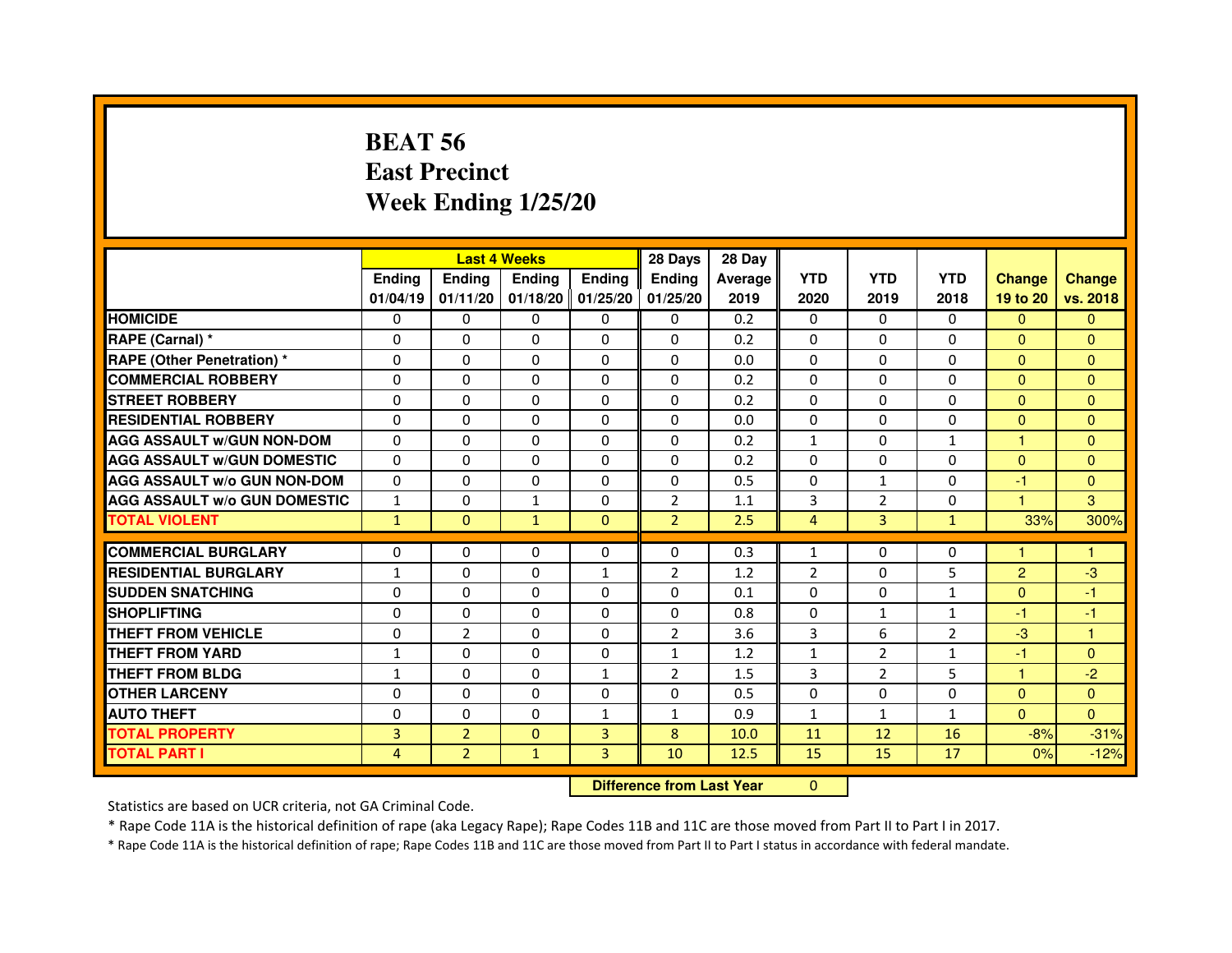# BEAT 56
# East Precinct
# Week Ending 1/25/20

| | Last 4 Weeks | | | | 28 Days | 28 Day | | | | | |
|---|---|---|---|---|---|---|---|---|---|---|---|
| | Ending 01/04/19 | Ending 01/11/20 | Ending 01/18/20 | Ending 01/25/20 | Ending 01/25/20 | Average 2019 | YTD 2020 | YTD 2019 | YTD 2018 | Change 19 to 20 | Change vs. 2018 |
| HOMICIDE | 0 | 0 | 0 | 0 | 0 | 0.2 | 0 | 0 | 0 | 0 | 0 |
| RAPE (Carnal) * | 0 | 0 | 0 | 0 | 0 | 0.2 | 0 | 0 | 0 | 0 | 0 |
| RAPE (Other Penetration) * | 0 | 0 | 0 | 0 | 0 | 0.0 | 0 | 0 | 0 | 0 | 0 |
| COMMERCIAL ROBBERY | 0 | 0 | 0 | 0 | 0 | 0.2 | 0 | 0 | 0 | 0 | 0 |
| STREET ROBBERY | 0 | 0 | 0 | 0 | 0 | 0.2 | 0 | 0 | 0 | 0 | 0 |
| RESIDENTIAL ROBBERY | 0 | 0 | 0 | 0 | 0 | 0.0 | 0 | 0 | 0 | 0 | 0 |
| AGG ASSAULT w/GUN NON-DOM | 0 | 0 | 0 | 0 | 0 | 0.2 | 1 | 0 | 1 | 1 | 0 |
| AGG ASSAULT w/GUN DOMESTIC | 0 | 0 | 0 | 0 | 0 | 0.2 | 0 | 0 | 0 | 0 | 0 |
| AGG ASSAULT w/o GUN NON-DOM | 0 | 0 | 0 | 0 | 0 | 0.5 | 0 | 1 | 0 | -1 | 0 |
| AGG ASSAULT w/o GUN DOMESTIC | 1 | 0 | 1 | 0 | 2 | 1.1 | 3 | 2 | 0 | 1 | 3 |
| TOTAL VIOLENT | 1 | 0 | 1 | 0 | 2 | 2.5 | 4 | 3 | 1 | 33% | 300% |
| COMMERCIAL BURGLARY | 0 | 0 | 0 | 0 | 0 | 0.3 | 1 | 0 | 0 | 1 | 1 |
| RESIDENTIAL BURGLARY | 1 | 0 | 0 | 1 | 2 | 1.2 | 2 | 0 | 5 | 2 | -3 |
| SUDDEN SNATCHING | 0 | 0 | 0 | 0 | 0 | 0.1 | 0 | 0 | 1 | 0 | -1 |
| SHOPLIFTING | 0 | 0 | 0 | 0 | 0 | 0.8 | 0 | 1 | 1 | -1 | -1 |
| THEFT FROM VEHICLE | 0 | 2 | 0 | 0 | 2 | 3.6 | 3 | 6 | 2 | -3 | 1 |
| THEFT FROM YARD | 1 | 0 | 0 | 0 | 1 | 1.2 | 1 | 2 | 1 | -1 | 0 |
| THEFT FROM BLDG | 1 | 0 | 0 | 1 | 2 | 1.5 | 3 | 2 | 5 | 1 | -2 |
| OTHER LARCENY | 0 | 0 | 0 | 0 | 0 | 0.5 | 0 | 0 | 0 | 0 | 0 |
| AUTO THEFT | 0 | 0 | 0 | 1 | 1 | 0.9 | 1 | 1 | 1 | 0 | 0 |
| TOTAL PROPERTY | 3 | 2 | 0 | 3 | 8 | 10.0 | 11 | 12 | 16 | -8% | -31% |
| TOTAL PART I | 4 | 2 | 1 | 3 | 10 | 12.5 | 15 | 15 | 17 | 0% | -12% |

**Difference from Last Year** 0

Statistics are based on UCR criteria, not GA Criminal Code.

* Rape Code 11A is the historical definition of rape (aka Legacy Rape); Rape Codes 11B and 11C are those moved from Part II to Part I in 2017.

* Rape Code 11A is the historical definition of rape; Rape Codes 11B and 11C are those moved from Part II to Part I status in accordance with federal mandate.